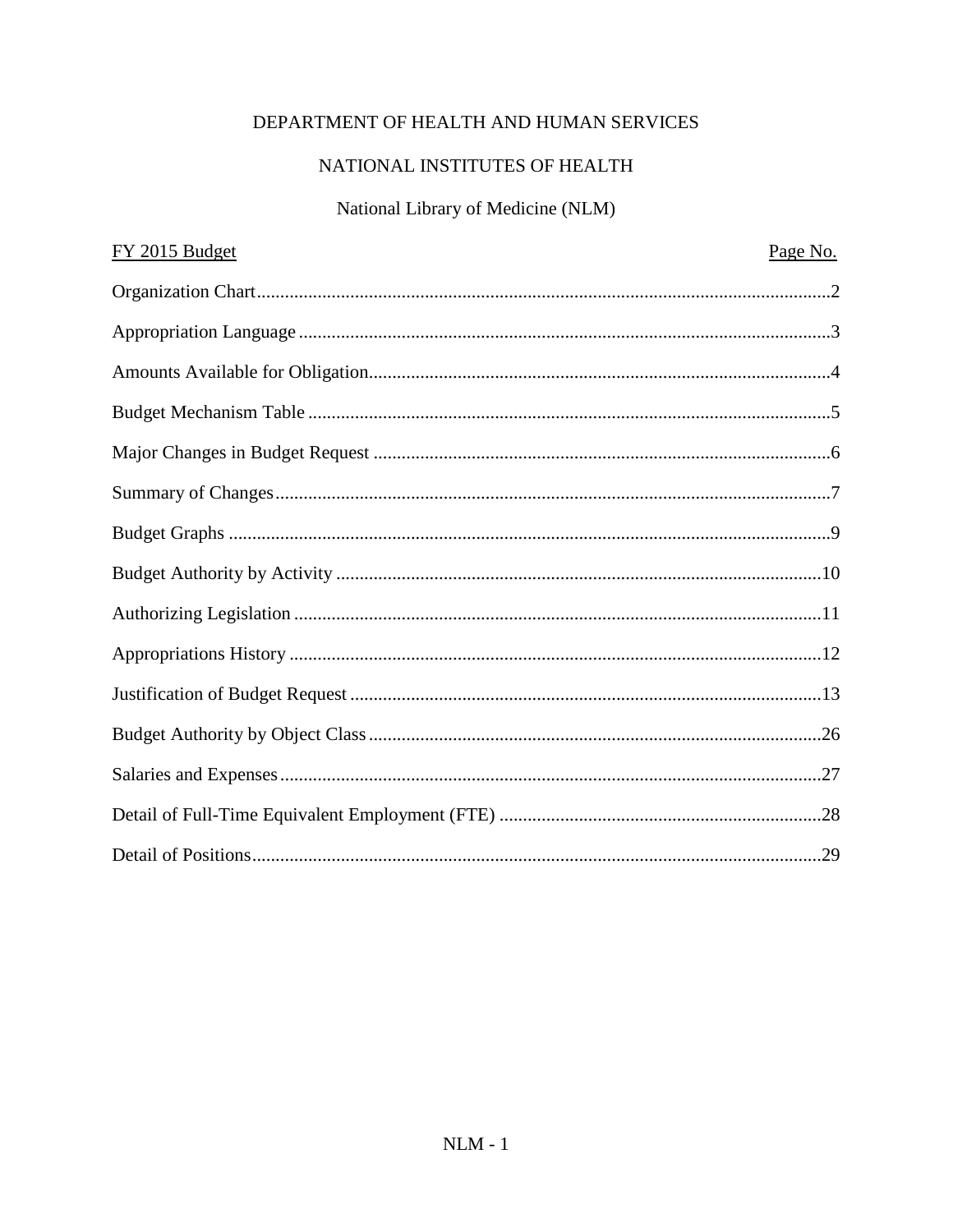DEPARTMENT OF HEALTH AND HUMAN SERVICES

NATIONAL INSTITUTES OF HEALTH

National Library of Medicine (NLM)

| FY 2015 Budget | Page No. |
| --- | --- |
| Organization Chart | 2 |
| Appropriation Language | 3 |
| Amounts Available for Obligation | 4 |
| Budget Mechanism Table | 5 |
| Major Changes in Budget Request | 6 |
| Summary of Changes | 7 |
| Budget Graphs | 9 |
| Budget Authority by Activity | 10 |
| Authorizing Legislation | 11 |
| Appropriations History | 12 |
| Justification of Budget Request | 13 |
| Budget Authority by Object Class | 26 |
| Salaries and Expenses | 27 |
| Detail of Full-Time Equivalent Employment (FTE) | 28 |
| Detail of Positions | 29 |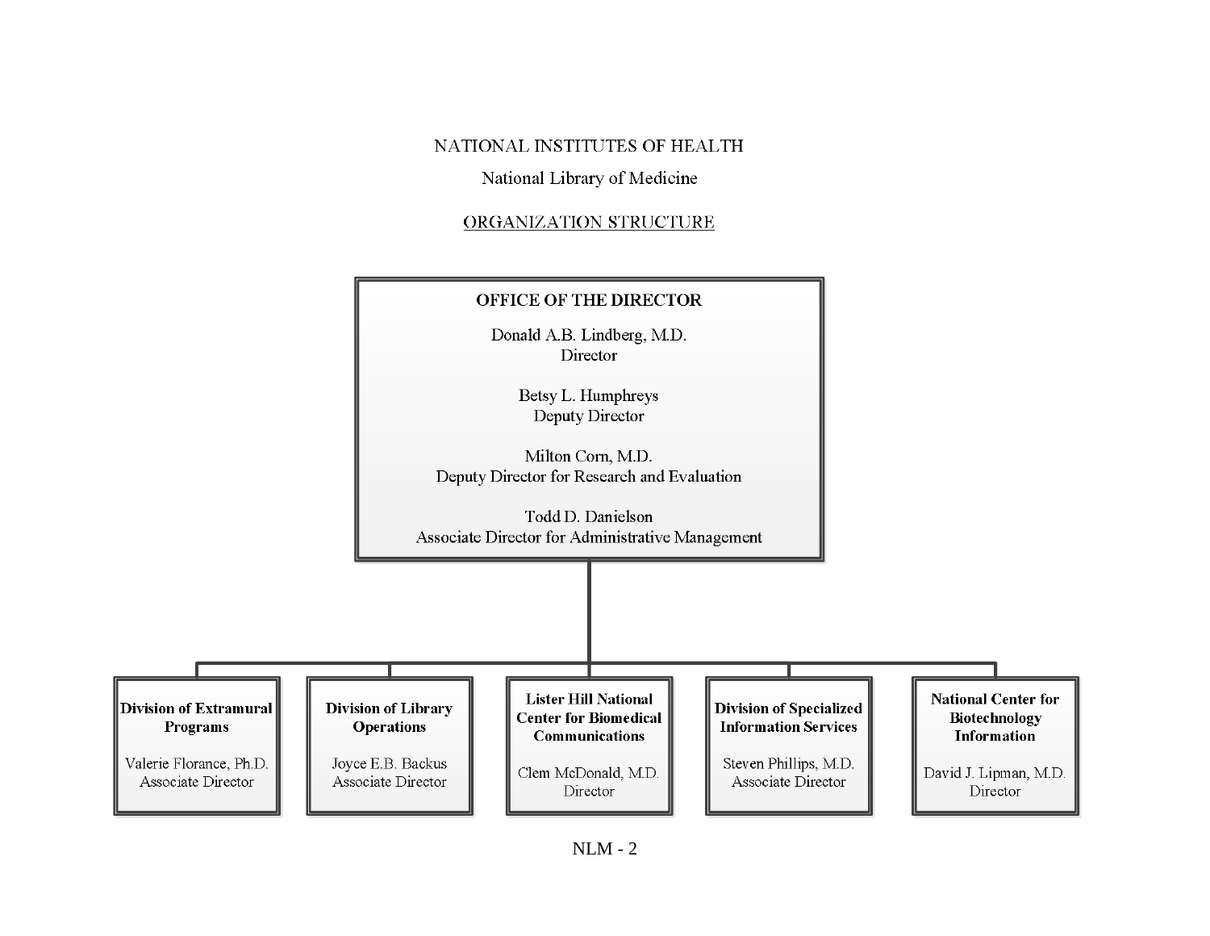# NATIONAL INSTITUTES OF HEALTH

## National Library of Medicine

## ORGANIZATION STRUCTURE

### OFFICE OF THE DIRECTOR

Donald A.B. Lindberg, M.D.
Director

Betsy L. Humphreys
Deputy Director

Milton Corn, M.D.
Deputy Director for Research and Evaluation

Todd D. Danielson
Associate Director for Administrative Management

---

**Division of Extramural Programs**

Valerie Florance, Ph.D.
Associate Director

**Division of Library Operations**

Joyce E.B. Backus
Associate Director

**Lister Hill National Center for Biomedical Communications**

Clem McDonald, M.D.
Director

**Division of Specialized Information Services**

Steven Phillips, M.D.
Associate Director

**National Center for Biotechnology Information**

David J. Lipman, M.D.
Director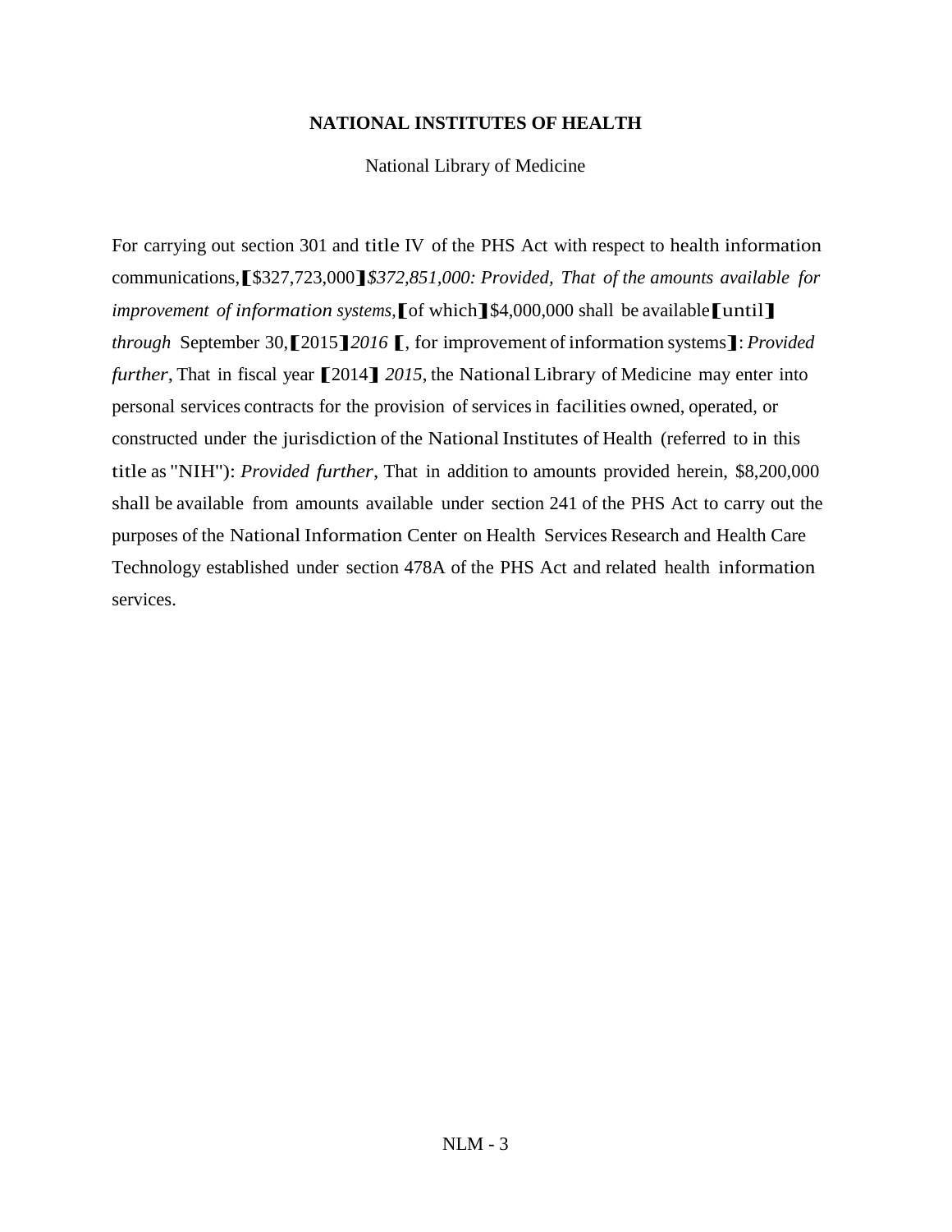**NATIONAL INSTITUTES OF HEALTH**

National Library of Medicine

For carrying out section 301 and title IV of the PHS Act with respect to health information communications,【$327,723,000】*$372,851,000: Provided, That of the amounts available for improvement of information systems,*【of which】$4,000,000 shall be available【until】 *through* September 30,【2015】*2016* 【, for improvement of information systems】: *Provided further*, That in fiscal year【2014】*2015*, the National Library of Medicine may enter into personal services contracts for the provision of services in facilities owned, operated, or constructed under the jurisdiction of the National Institutes of Health (referred to in this title as "NIH"): *Provided further*, That in addition to amounts provided herein, $8,200,000 shall be available from amounts available under section 241 of the PHS Act to carry out the purposes of the National Information Center on Health Services Research and Health Care Technology established under section 478A of the PHS Act and related health information services.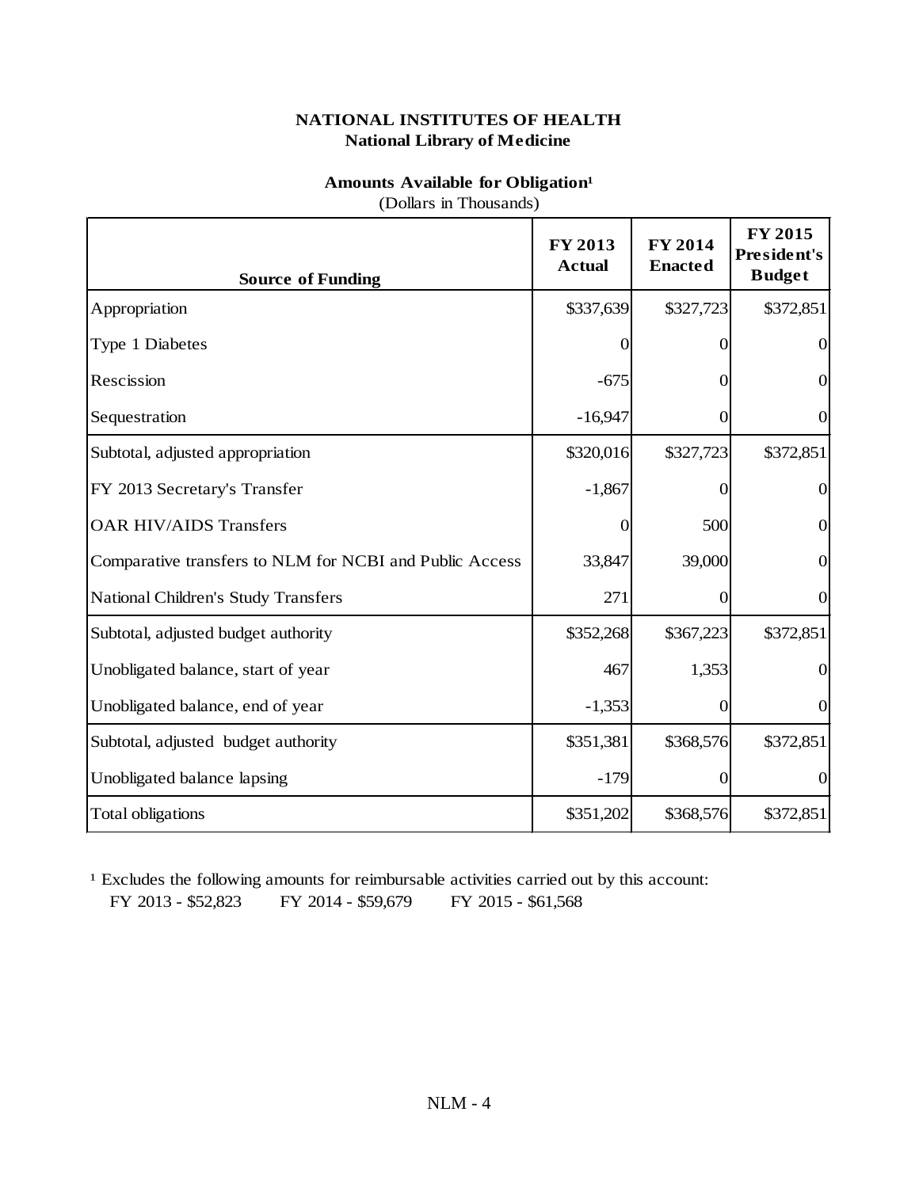**NATIONAL INSTITUTES OF HEALTH**
**National Library of Medicine**

**Amounts Available for Obligation[1]**
(Dollars in Thousands)

| Source of Funding | FY 2013 Actual | FY 2014 Enacted | FY 2015 President's Budget |
|---|---|---|---|
| Appropriation | $337,639 | $327,723 | $372,851 |
| Type 1 Diabetes | 0 | 0 | 0 |
| Rescission | -675 | 0 | 0 |
| Sequestration | -16,947 | 0 | 0 |
| Subtotal, adjusted appropriation | $320,016 | $327,723 | $372,851 |
| FY 2013 Secretary's Transfer | -1,867 | 0 | 0 |
| OAR HIV/AIDS Transfers | 0 | 500 | 0 |
| Comparative transfers to NLM for NCBI and Public Access | 33,847 | 39,000 | 0 |
| National Children's Study Transfers | 271 | 0 | 0 |
| Subtotal, adjusted budget authority | $352,268 | $367,223 | $372,851 |
| Unobligated balance, start of year | 467 | 1,353 | 0 |
| Unobligated balance, end of year | -1,353 | 0 | 0 |
| Subtotal, adjusted budget authority | $351,381 | $368,576 | $372,851 |
| Unobligated balance lapsing | -179 | 0 | 0 |
| Total obligations | $351,202 | $368,576 | $372,851 |

[1] Excludes the following amounts for reimbursable activities carried out by this account:
FY 2013 - $52,823 FY 2014 - $59,679 FY 2015 - $61,568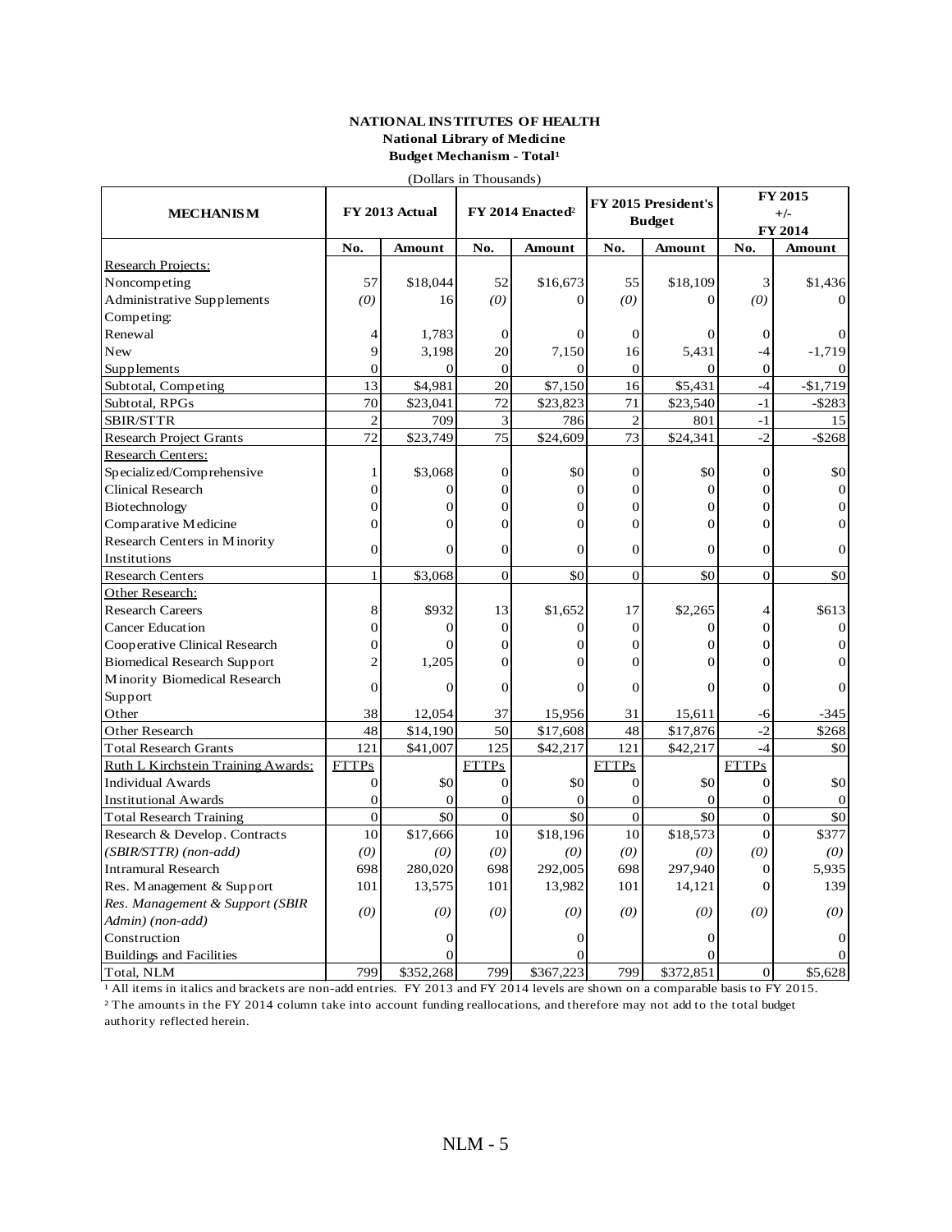**NATIONAL INSTITUTES OF HEALTH**
**National Library of Medicine**
**Budget Mechanism - Total[1]**

(Dollars in Thousands)

| MECHANISM | FY 2013 Actual | | FY 2014 Enacted[2] | | FY 2015 President's Budget | | FY 2015 +/- FY 2014 | |
|---|---|---|---|---|---|---|---|---|
| | No. | Amount | No. | Amount | No. | Amount | No. | Amount |
| Research Projects: | | | | | | | | |
| Noncompeting | 57 | $18,044 | 52 | $16,673 | 55 | $18,109 | 3 | $1,436 |
| Administrative Supplements | *(0)* | 16 | *(0)* | 0 | *(0)* | 0 | *(0)* | 0 |
| Competing: | | | | | | | | |
| Renewal | 4 | 1,783 | 0 | 0 | 0 | 0 | 0 | 0 |
| New | 9 | 3,198 | 20 | 7,150 | 16 | 5,431 | -4 | -1,719 |
| Supplements | 0 | 0 | 0 | 0 | 0 | 0 | 0 | 0 |
| Subtotal, Competing | 13 | $4,981 | 20 | $7,150 | 16 | $5,431 | -4 | -$1,719 |
| Subtotal, RPGs | 70 | $23,041 | 72 | $23,823 | 71 | $23,540 | -1 | -$283 |
| SBIR/STTR | 2 | 709 | 3 | 786 | 2 | 801 | -1 | 15 |
| Research Project Grants | 72 | $23,749 | 75 | $24,609 | 73 | $24,341 | -2 | -$268 |
| Research Centers: | | | | | | | | |
| Specialized/Comprehensive | 1 | $3,068 | 0 | $0 | 0 | $0 | 0 | $0 |
| Clinical Research | 0 | 0 | 0 | 0 | 0 | 0 | 0 | 0 |
| Biotechnology | 0 | 0 | 0 | 0 | 0 | 0 | 0 | 0 |
| Comparative Medicine | 0 | 0 | 0 | 0 | 0 | 0 | 0 | 0 |
| Research Centers in Minority Institutions | 0 | 0 | 0 | 0 | 0 | 0 | 0 | 0 |
| Research Centers | 1 | $3,068 | 0 | $0 | 0 | $0 | 0 | $0 |
| Other Research: | | | | | | | | |
| Research Careers | 8 | $932 | 13 | $1,652 | 17 | $2,265 | 4 | $613 |
| Cancer Education | 0 | 0 | 0 | 0 | 0 | 0 | 0 | 0 |
| Cooperative Clinical Research | 0 | 0 | 0 | 0 | 0 | 0 | 0 | 0 |
| Biomedical Research Support | 2 | 1,205 | 0 | 0 | 0 | 0 | 0 | 0 |
| Minority Biomedical Research Support | 0 | 0 | 0 | 0 | 0 | 0 | 0 | 0 |
| Other | 38 | 12,054 | 37 | 15,956 | 31 | 15,611 | -6 | -345 |
| Other Research | 48 | $14,190 | 50 | $17,608 | 48 | $17,876 | -2 | $268 |
| Total Research Grants | 121 | $41,007 | 125 | $42,217 | 121 | $42,217 | -4 | $0 |
| Ruth L Kirchstein Training Awards: | FTTPs | | FTTPs | | FTTPs | | FTTPs | |
| Individual Awards | 0 | $0 | 0 | $0 | 0 | $0 | 0 | $0 |
| Institutional Awards | 0 | 0 | 0 | 0 | 0 | 0 | 0 | 0 |
| Total Research Training | 0 | $0 | 0 | $0 | 0 | $0 | 0 | $0 |
| Research & Develop. Contracts | 10 | $17,666 | 10 | $18,196 | 10 | $18,573 | 0 | $377 |
| *(SBIR/STTR) (non-add)* | *(0)* | *(0)* | *(0)* | *(0)* | *(0)* | *(0)* | *(0)* | *(0)* |
| Intramural Research | 698 | 280,020 | 698 | 292,005 | 698 | 297,940 | 0 | 5,935 |
| Res. Management & Support | 101 | 13,575 | 101 | 13,982 | 101 | 14,121 | 0 | 139 |
| *Res. Management & Support (SBIR Admin) (non-add)* | *(0)* | *(0)* | *(0)* | *(0)* | *(0)* | *(0)* | *(0)* | *(0)* |
| Construction | | 0 | | 0 | | 0 | | 0 |
| Buildings and Facilities | | 0 | | 0 | | 0 | | 0 |
| Total, NLM | 799 | $352,268 | 799 | $367,223 | 799 | $372,851 | 0 | $5,628 |

[1] All items in italics and brackets are non-add entries. FY 2013 and FY 2014 levels are shown on a comparable basis to FY 2015.
[2] The amounts in the FY 2014 column take into account funding reallocations, and therefore may not add to the total budget authority reflected herein.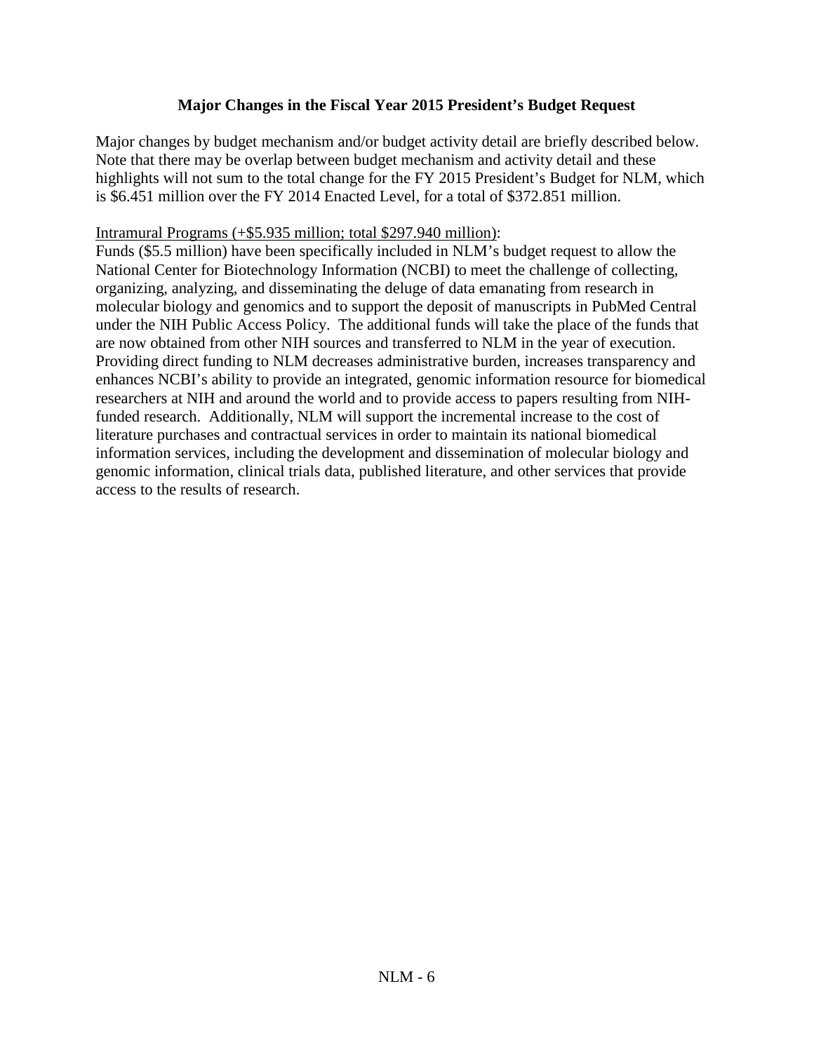## Major Changes in the Fiscal Year 2015 President's Budget Request

Major changes by budget mechanism and/or budget activity detail are briefly described below. Note that there may be overlap between budget mechanism and activity detail and these highlights will not sum to the total change for the FY 2015 President's Budget for NLM, which is $6.451 million over the FY 2014 Enacted Level, for a total of $372.851 million.

<u>Intramural Programs (+$5.935 million; total $297.940 million)</u>:

Funds ($5.5 million) have been specifically included in NLM's budget request to allow the National Center for Biotechnology Information (NCBI) to meet the challenge of collecting, organizing, analyzing, and disseminating the deluge of data emanating from research in molecular biology and genomics and to support the deposit of manuscripts in PubMed Central under the NIH Public Access Policy. The additional funds will take the place of the funds that are now obtained from other NIH sources and transferred to NLM in the year of execution. Providing direct funding to NLM decreases administrative burden, increases transparency and enhances NCBI's ability to provide an integrated, genomic information resource for biomedical researchers at NIH and around the world and to provide access to papers resulting from NIH-funded research. Additionally, NLM will support the incremental increase to the cost of literature purchases and contractual services in order to maintain its national biomedical information services, including the development and dissemination of molecular biology and genomic information, clinical trials data, published literature, and other services that provide access to the results of research.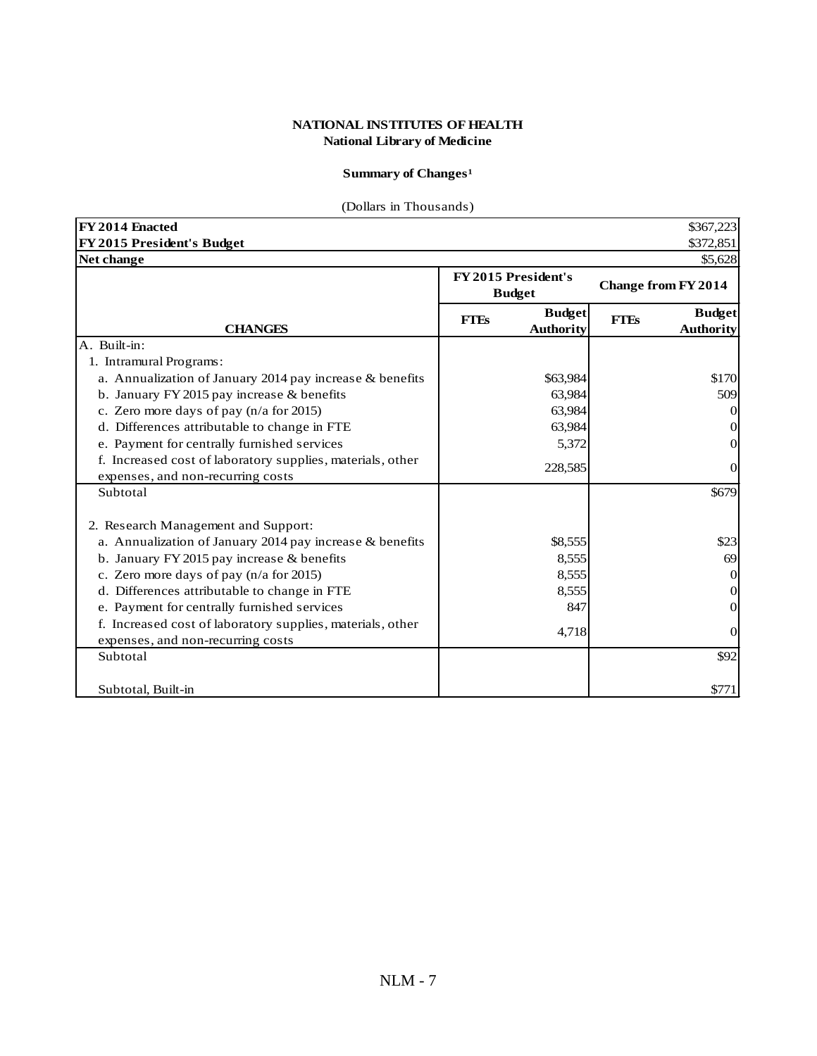**NATIONAL INSTITUTES OF HEALTH**
**National Library of Medicine**

**Summary of Changes[1]**

(Dollars in Thousands)

| | | | | |
|---|---|---|---|---|
| **FY 2014 Enacted** | | | | $367,223 |
| **FY 2015 President's Budget** | | | | $372,851 |
| **Net change** | | | | $5,628 |
| | **FY 2015 President's Budget** | | **Change from FY 2014** | |
| **CHANGES** | **FTEs** | **Budget Authority** | **FTEs** | **Budget Authority** |
| A. Built-in: | | | | |
| 1. Intramural Programs: | | | | |
| a. Annualization of January 2014 pay increase & benefits | | $63,984 | | $170 |
| b. January FY 2015 pay increase & benefits | | 63,984 | | 509 |
| c. Zero more days of pay (n/a for 2015) | | 63,984 | | 0 |
| d. Differences attributable to change in FTE | | 63,984 | | 0 |
| e. Payment for centrally furnished services | | 5,372 | | 0 |
| f. Increased cost of laboratory supplies, materials, other expenses, and non-recurring costs | | 228,585 | | 0 |
| Subtotal | | | | $679 |
| 2. Research Management and Support: | | | | |
| a. Annualization of January 2014 pay increase & benefits | | $8,555 | | $23 |
| b. January FY 2015 pay increase & benefits | | 8,555 | | 69 |
| c. Zero more days of pay (n/a for 2015) | | 8,555 | | 0 |
| d. Differences attributable to change in FTE | | 8,555 | | 0 |
| e. Payment for centrally furnished services | | 847 | | 0 |
| f. Increased cost of laboratory supplies, materials, other expenses, and non-recurring costs | | 4,718 | | 0 |
| Subtotal | | | | $92 |
| Subtotal, Built-in | | | | $771 |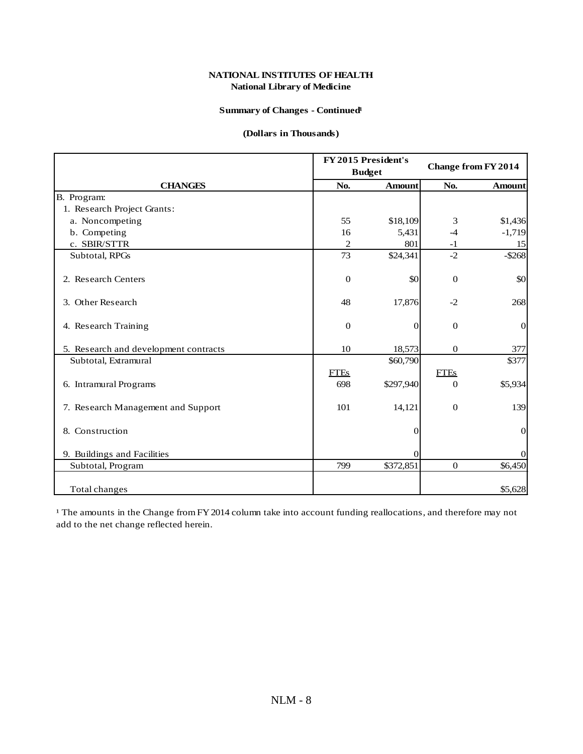**NATIONAL INSTITUTES OF HEALTH**
**National Library of Medicine**

**Summary of Changes - Continued[1]**

**(Dollars in Thousands)**

| CHANGES | FY 2015 President's Budget | | Change from FY 2014 | |
|---|---|---|---|---|
| | No. | Amount | No. | Amount |
| B. Program: | | | | |
| 1. Research Project Grants: | | | | |
| a. Noncompeting | 55 | $18,109 | 3 | $1,436 |
| b. Competing | 16 | 5,431 | -4 | -1,719 |
| c. SBIR/STTR | 2 | 801 | -1 | 15 |
| Subtotal, RPGs | 73 | $24,341 | -2 | -$268 |
| 2. Research Centers | 0 | $0 | 0 | $0 |
| 3. Other Research | 48 | 17,876 | -2 | 268 |
| 4. Research Training | 0 | 0 | 0 | 0 |
| 5. Research and development contracts | 10 | 18,573 | 0 | 377 |
| Subtotal, Extramural | | $60,790 | | $377 |
| | FTEs | | FTEs | |
| 6. Intramural Programs | 698 | $297,940 | 0 | $5,934 |
| 7. Research Management and Support | 101 | 14,121 | 0 | 139 |
| 8. Construction | | 0 | | 0 |
| 9. Buildings and Facilities | | 0 | | 0 |
| Subtotal, Program | 799 | $372,851 | 0 | $6,450 |
| Total changes | | | | $5,628 |

[1] The amounts in the Change from FY 2014 column take into account funding reallocations, and therefore may not add to the net change reflected herein.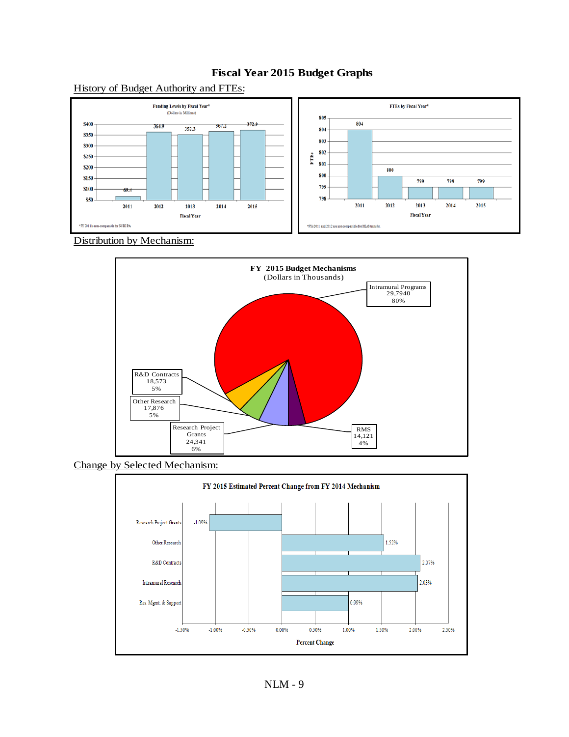# Fiscal Year 2015 Budget Graphs

History of Budget Authority and FTEs:

**Funding Levels by Fiscal Year***
(Dollars in Millions)

| Fiscal Year | Funding |
|---|---|
| 2011 | 69.4 |
| 2012 | 364.9 |
| 2013 | 352.3 |
| 2014 | 367.2 |
| 2015 | 372.9 |

*FY 2011 is non-comparable for NCBI PA

**FTEs by Fiscal Year***

| Fiscal Year | FTEs |
|---|---|
| 2011 | 804 |
| 2012 | 800 |
| 2013 | 799 |
| 2014 | 799 |
| 2015 | 799 |

*FYs 2011 and 2012 are non-comparable for DEAS transfer.

Distribution by Mechanism:

**FY 2015 Budget Mechanisms**
(Dollars in Thousands)

| Mechanism | Amount | Percent |
|---|---|---|
| Intramural Programs | 29,7940 | 80% |
| R&D Contracts | 18,573 | 5% |
| Other Research | 17,876 | 5% |
| Research Project Grants | 24,341 | 6% |
| RMS | 14,121 | 4% |

Change by Selected Mechanism:

**FY 2015 Estimated Percent Change from FY 2014 Mechanism**

| Mechanism | Percent Change |
|---|---|
| Research Project Grants | -1.09% |
| Other Research | 1.52% |
| R&D Contracts | 2.07% |
| Intramural Research | 2.03% |
| Res. Mgmt. & Support | 0.99% |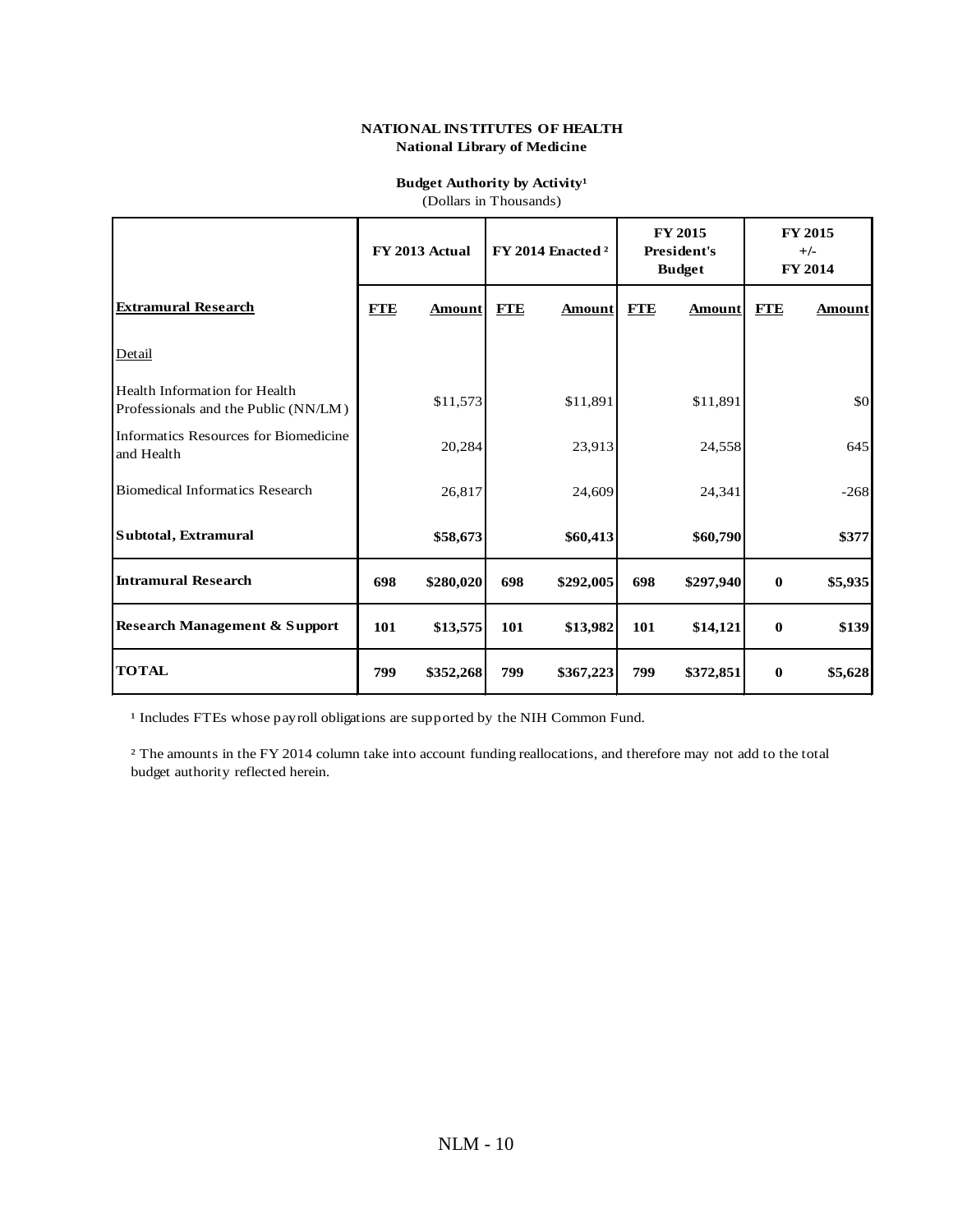**NATIONAL INSTITUTES OF HEALTH**
**National Library of Medicine**

**Budget Authority by Activity[1]**
(Dollars in Thousands)

| | FY 2013 Actual | | FY 2014 Enacted [2] | | FY 2015 President's Budget | | FY 2015 +/- FY 2014 | |
|---|---|---|---|---|---|---|---|---|
| **Extramural Research** | **FTE** | **Amount** | **FTE** | **Amount** | **FTE** | **Amount** | **FTE** | **Amount** |
| Detail | | | | | | | | |
| Health Information for Health Professionals and the Public (NN/LM) | | $11,573 | | $11,891 | | $11,891 | | $0 |
| Informatics Resources for Biomedicine and Health | | 20,284 | | 23,913 | | 24,558 | | 645 |
| Biomedical Informatics Research | | 26,817 | | 24,609 | | 24,341 | | -268 |
| **Subtotal, Extramural** | | **$58,673** | | **$60,413** | | **$60,790** | | **$377** |
| **Intramural Research** | **698** | **$280,020** | **698** | **$292,005** | **698** | **$297,940** | **0** | **$5,935** |
| **Research Management & Support** | **101** | **$13,575** | **101** | **$13,982** | **101** | **$14,121** | **0** | **$139** |
| **TOTAL** | **799** | **$352,268** | **799** | **$367,223** | **799** | **$372,851** | **0** | **$5,628** |

[1] Includes FTEs whose payroll obligations are supported by the NIH Common Fund.

[2] The amounts in the FY 2014 column take into account funding reallocations, and therefore may not add to the total budget authority reflected herein.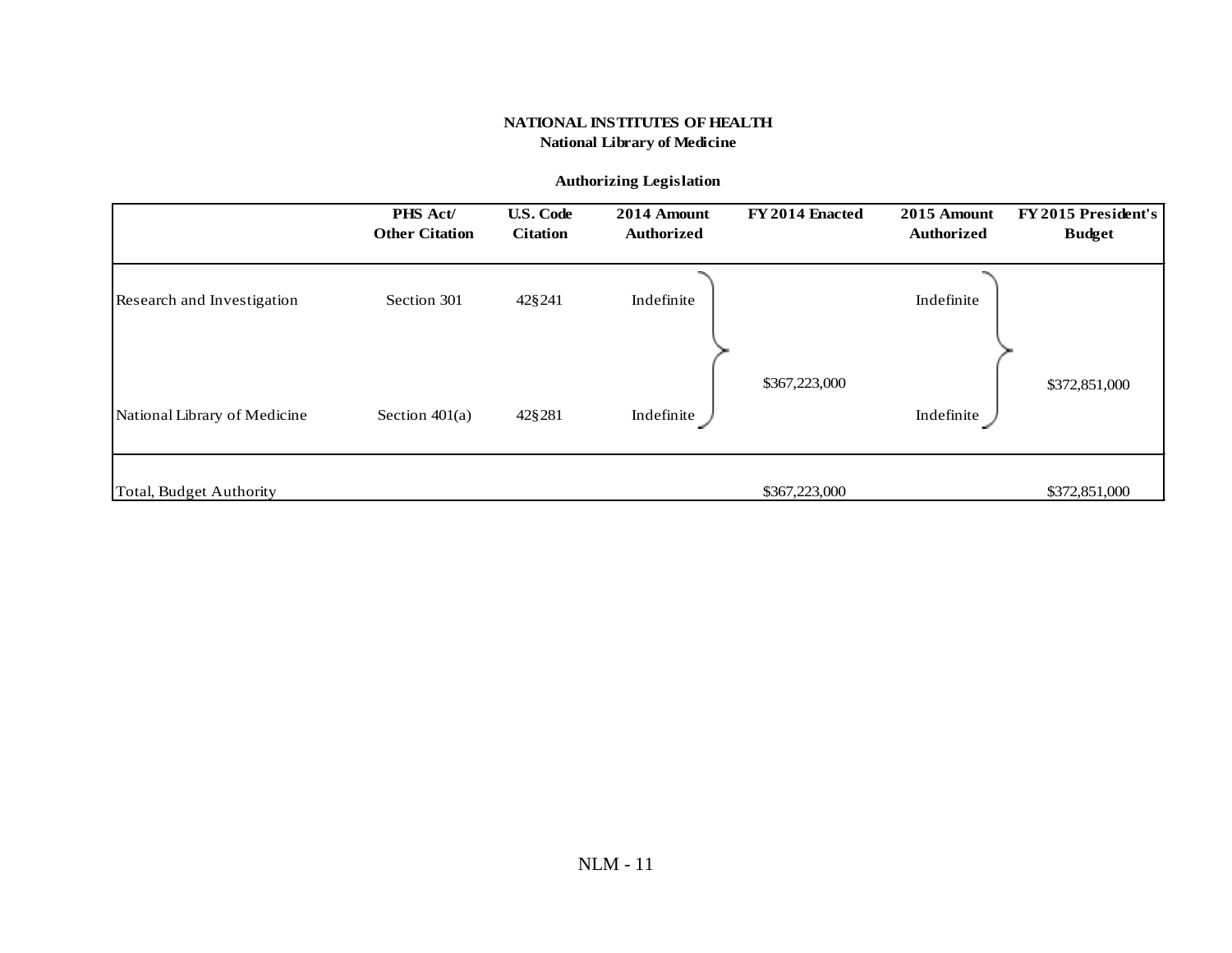**NATIONAL INSTITUTES OF HEALTH**
**National Library of Medicine**

**Authorizing Legislation**

| | PHS Act/ Other Citation | U.S. Code Citation | 2014 Amount Authorized | FY 2014 Enacted | 2015 Amount Authorized | FY 2015 President's Budget |
|---|---|---|---|---|---|---|
| Research and Investigation | Section 301 | 42§241 | Indefinite | $367,223,000 | Indefinite | $372,851,000 |
| National Library of Medicine | Section 401(a) | 42§281 | Indefinite | | Indefinite | |
| Total, Budget Authority | | | | $367,223,000 | | $372,851,000 |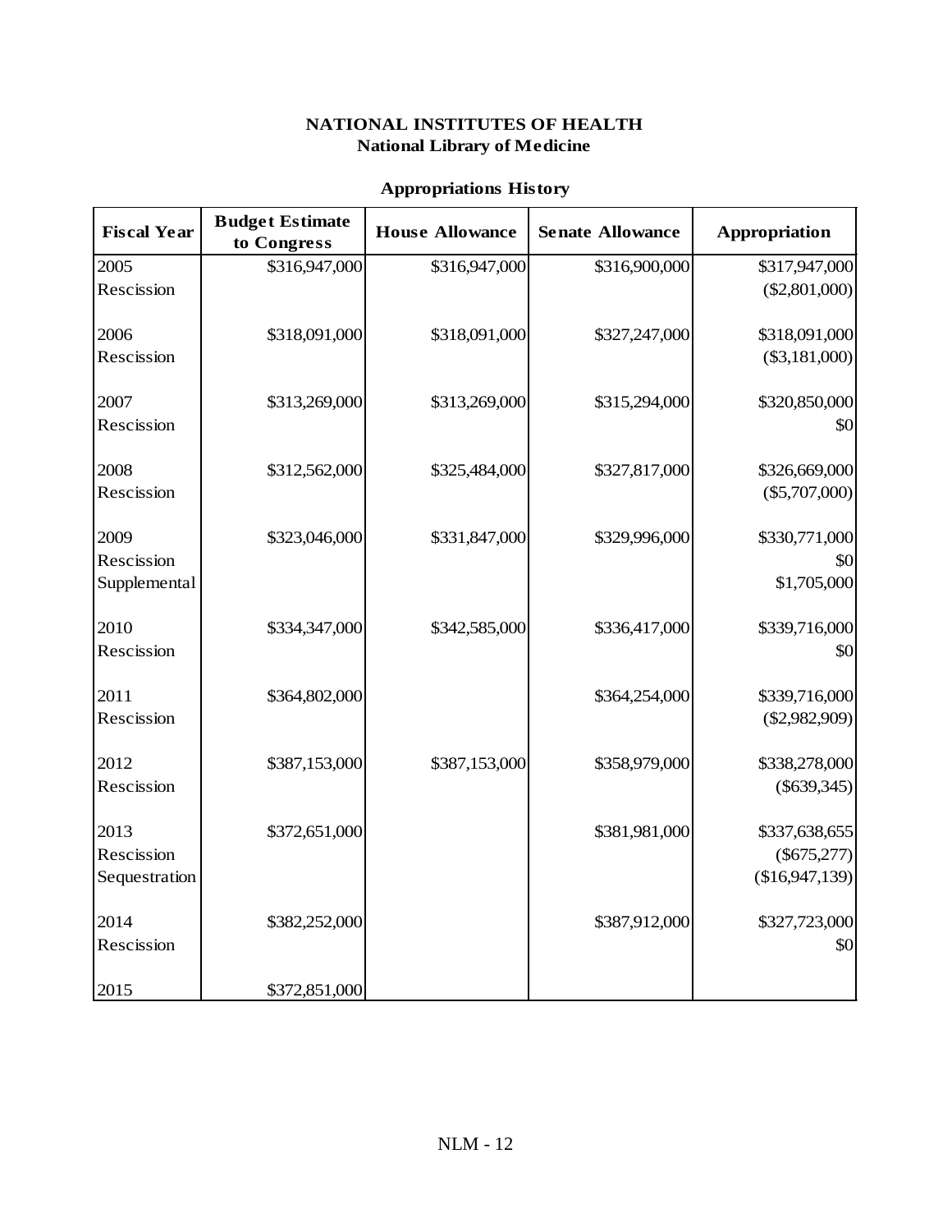**NATIONAL INSTITUTES OF HEALTH**
**National Library of Medicine**

**Appropriations History**

| Fiscal Year | Budget Estimate to Congress | House Allowance | Senate Allowance | Appropriation |
|---|---|---|---|---|
| 2005 | \$316,947,000 | \$316,947,000 | \$316,900,000 | \$317,947,000 |
| Rescission | | | | (\$2,801,000) |
| | | | | |
| 2006 | \$318,091,000 | \$318,091,000 | \$327,247,000 | \$318,091,000 |
| Rescission | | | | (\$3,181,000) |
| | | | | |
| 2007 | \$313,269,000 | \$313,269,000 | \$315,294,000 | \$320,850,000 |
| Rescission | | | | \$0 |
| | | | | |
| 2008 | \$312,562,000 | \$325,484,000 | \$327,817,000 | \$326,669,000 |
| Rescission | | | | (\$5,707,000) |
| | | | | |
| 2009 | \$323,046,000 | \$331,847,000 | \$329,996,000 | \$330,771,000 |
| Rescission | | | | \$0 |
| Supplemental | | | | \$1,705,000 |
| | | | | |
| 2010 | \$334,347,000 | \$342,585,000 | \$336,417,000 | \$339,716,000 |
| Rescission | | | | \$0 |
| | | | | |
| 2011 | \$364,802,000 | | \$364,254,000 | \$339,716,000 |
| Rescission | | | | (\$2,982,909) |
| | | | | |
| 2012 | \$387,153,000 | \$387,153,000 | \$358,979,000 | \$338,278,000 |
| Rescission | | | | (\$639,345) |
| | | | | |
| 2013 | \$372,651,000 | | \$381,981,000 | \$337,638,655 |
| Rescission | | | | (\$675,277) |
| Sequestration | | | | (\$16,947,139) |
| | | | | |
| 2014 | \$382,252,000 | | \$387,912,000 | \$327,723,000 |
| Rescission | | | | \$0 |
| | | | | |
| 2015 | \$372,851,000 | | | |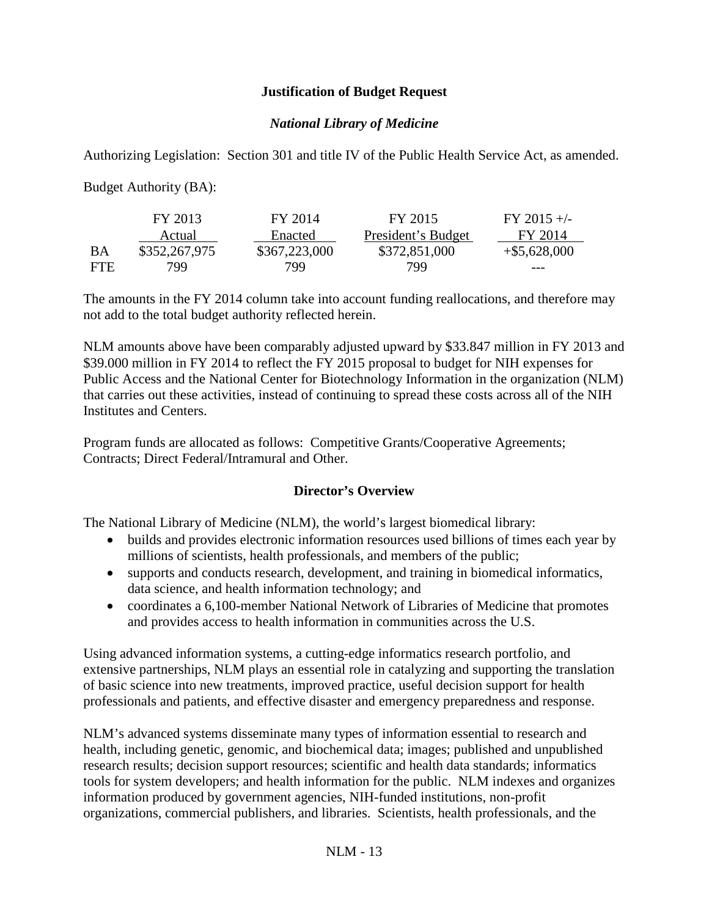**Justification of Budget Request**

***National Library of Medicine***

Authorizing Legislation: Section 301 and title IV of the Public Health Service Act, as amended.

Budget Authority (BA):

| | FY 2013 Actual | FY 2014 Enacted | FY 2015 President's Budget | FY 2015 +/- FY 2014 |
|---|---|---|---|---|
| BA | $352,267,975 | $367,223,000 | $372,851,000 | +$5,628,000 |
| FTE | 799 | 799 | 799 | --- |

The amounts in the FY 2014 column take into account funding reallocations, and therefore may not add to the total budget authority reflected herein.

NLM amounts above have been comparably adjusted upward by $33.847 million in FY 2013 and $39.000 million in FY 2014 to reflect the FY 2015 proposal to budget for NIH expenses for Public Access and the National Center for Biotechnology Information in the organization (NLM) that carries out these activities, instead of continuing to spread these costs across all of the NIH Institutes and Centers.

Program funds are allocated as follows: Competitive Grants/Cooperative Agreements; Contracts; Direct Federal/Intramural and Other.

**Director's Overview**

The National Library of Medicine (NLM), the world's largest biomedical library:

- builds and provides electronic information resources used billions of times each year by millions of scientists, health professionals, and members of the public;
- supports and conducts research, development, and training in biomedical informatics, data science, and health information technology; and
- coordinates a 6,100-member National Network of Libraries of Medicine that promotes and provides access to health information in communities across the U.S.

Using advanced information systems, a cutting-edge informatics research portfolio, and extensive partnerships, NLM plays an essential role in catalyzing and supporting the translation of basic science into new treatments, improved practice, useful decision support for health professionals and patients, and effective disaster and emergency preparedness and response.

NLM's advanced systems disseminate many types of information essential to research and health, including genetic, genomic, and biochemical data; images; published and unpublished research results; decision support resources; scientific and health data standards; informatics tools for system developers; and health information for the public. NLM indexes and organizes information produced by government agencies, NIH-funded institutions, non-profit organizations, commercial publishers, and libraries. Scientists, health professionals, and the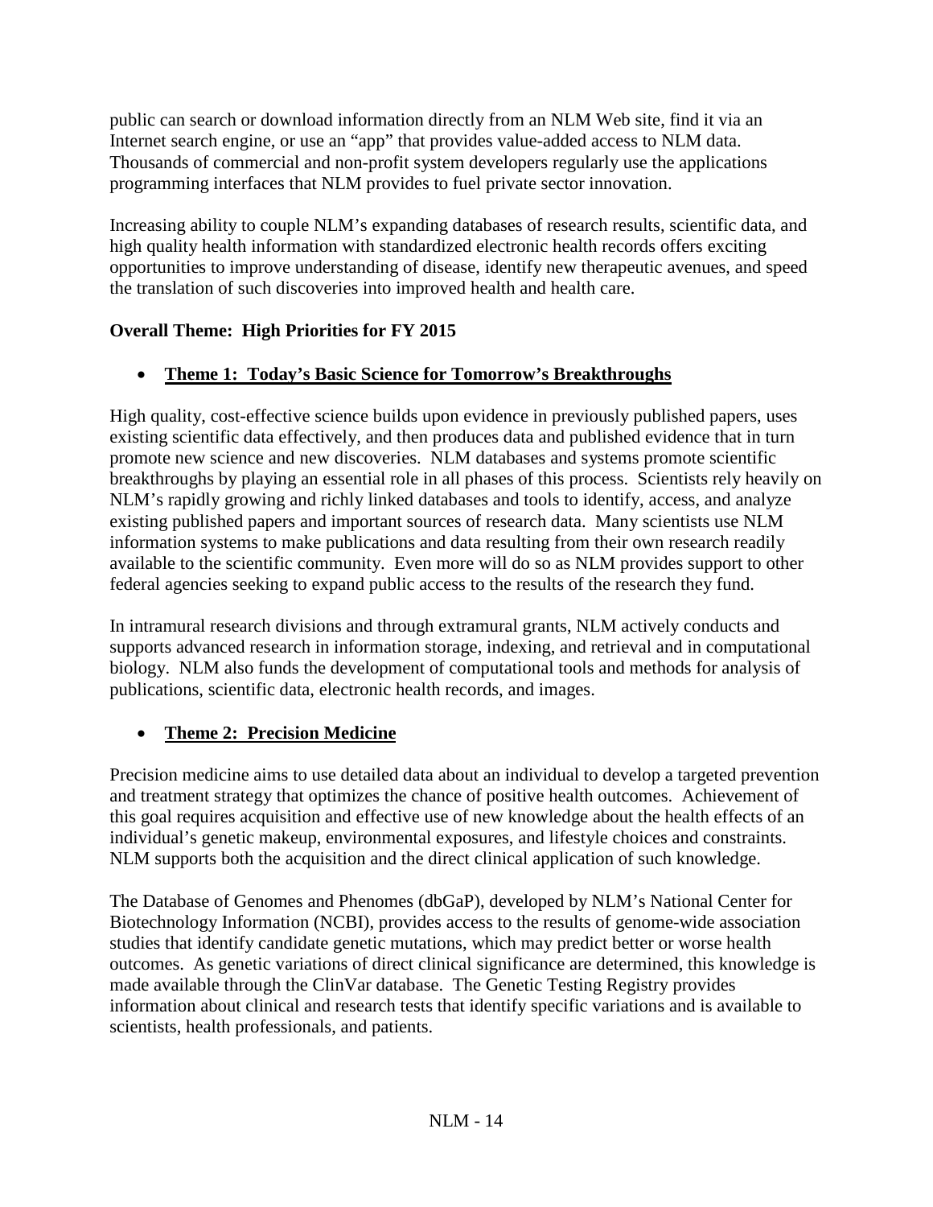public can search or download information directly from an NLM Web site, find it via an Internet search engine, or use an "app" that provides value-added access to NLM data. Thousands of commercial and non-profit system developers regularly use the applications programming interfaces that NLM provides to fuel private sector innovation.

Increasing ability to couple NLM's expanding databases of research results, scientific data, and high quality health information with standardized electronic health records offers exciting opportunities to improve understanding of disease, identify new therapeutic avenues, and speed the translation of such discoveries into improved health and health care.

**Overall Theme: High Priorities for FY 2015**

- **Theme 1: Today's Basic Science for Tomorrow's Breakthroughs**

High quality, cost-effective science builds upon evidence in previously published papers, uses existing scientific data effectively, and then produces data and published evidence that in turn promote new science and new discoveries. NLM databases and systems promote scientific breakthroughs by playing an essential role in all phases of this process. Scientists rely heavily on NLM's rapidly growing and richly linked databases and tools to identify, access, and analyze existing published papers and important sources of research data. Many scientists use NLM information systems to make publications and data resulting from their own research readily available to the scientific community. Even more will do so as NLM provides support to other federal agencies seeking to expand public access to the results of the research they fund.

In intramural research divisions and through extramural grants, NLM actively conducts and supports advanced research in information storage, indexing, and retrieval and in computational biology. NLM also funds the development of computational tools and methods for analysis of publications, scientific data, electronic health records, and images.

- **Theme 2: Precision Medicine**

Precision medicine aims to use detailed data about an individual to develop a targeted prevention and treatment strategy that optimizes the chance of positive health outcomes. Achievement of this goal requires acquisition and effective use of new knowledge about the health effects of an individual's genetic makeup, environmental exposures, and lifestyle choices and constraints. NLM supports both the acquisition and the direct clinical application of such knowledge.

The Database of Genomes and Phenomes (dbGaP), developed by NLM's National Center for Biotechnology Information (NCBI), provides access to the results of genome-wide association studies that identify candidate genetic mutations, which may predict better or worse health outcomes. As genetic variations of direct clinical significance are determined, this knowledge is made available through the ClinVar database. The Genetic Testing Registry provides information about clinical and research tests that identify specific variations and is available to scientists, health professionals, and patients.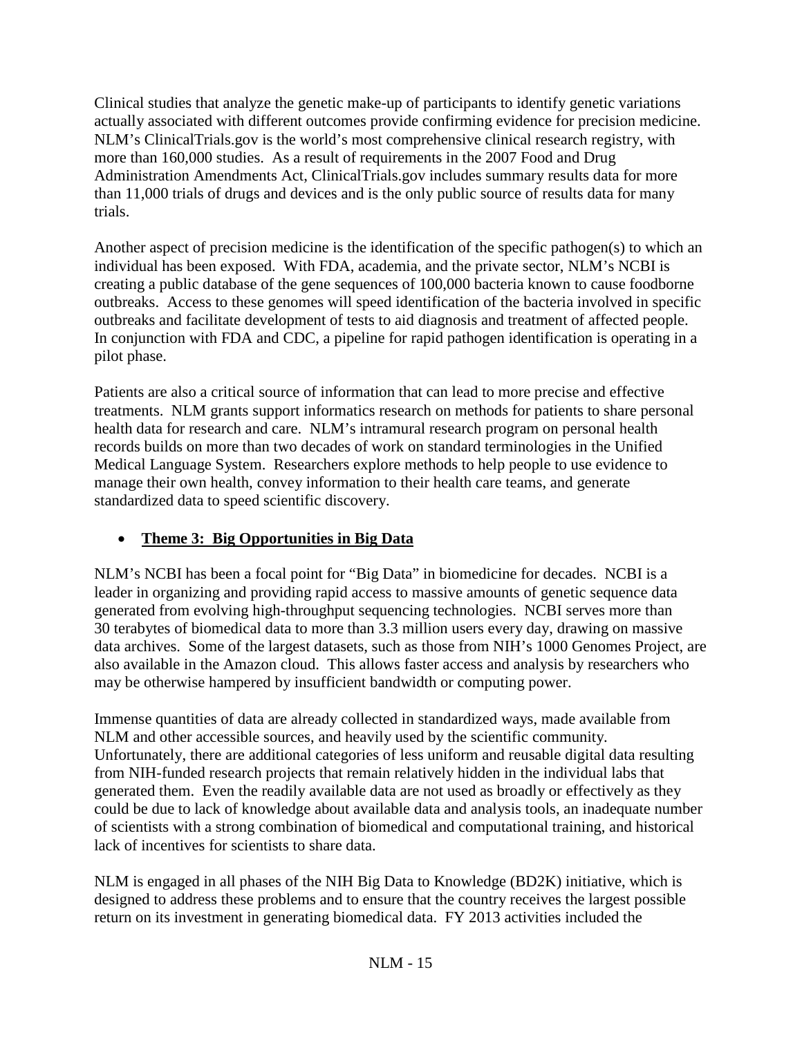Clinical studies that analyze the genetic make-up of participants to identify genetic variations actually associated with different outcomes provide confirming evidence for precision medicine. NLM's ClinicalTrials.gov is the world's most comprehensive clinical research registry, with more than 160,000 studies. As a result of requirements in the 2007 Food and Drug Administration Amendments Act, ClinicalTrials.gov includes summary results data for more than 11,000 trials of drugs and devices and is the only public source of results data for many trials.

Another aspect of precision medicine is the identification of the specific pathogen(s) to which an individual has been exposed. With FDA, academia, and the private sector, NLM's NCBI is creating a public database of the gene sequences of 100,000 bacteria known to cause foodborne outbreaks. Access to these genomes will speed identification of the bacteria involved in specific outbreaks and facilitate development of tests to aid diagnosis and treatment of affected people. In conjunction with FDA and CDC, a pipeline for rapid pathogen identification is operating in a pilot phase.

Patients are also a critical source of information that can lead to more precise and effective treatments. NLM grants support informatics research on methods for patients to share personal health data for research and care. NLM's intramural research program on personal health records builds on more than two decades of work on standard terminologies in the Unified Medical Language System. Researchers explore methods to help people to use evidence to manage their own health, convey information to their health care teams, and generate standardized data to speed scientific discovery.

- **Theme 3: Big Opportunities in Big Data**

NLM's NCBI has been a focal point for "Big Data" in biomedicine for decades. NCBI is a leader in organizing and providing rapid access to massive amounts of genetic sequence data generated from evolving high-throughput sequencing technologies. NCBI serves more than 30 terabytes of biomedical data to more than 3.3 million users every day, drawing on massive data archives. Some of the largest datasets, such as those from NIH's 1000 Genomes Project, are also available in the Amazon cloud. This allows faster access and analysis by researchers who may be otherwise hampered by insufficient bandwidth or computing power.

Immense quantities of data are already collected in standardized ways, made available from NLM and other accessible sources, and heavily used by the scientific community. Unfortunately, there are additional categories of less uniform and reusable digital data resulting from NIH-funded research projects that remain relatively hidden in the individual labs that generated them. Even the readily available data are not used as broadly or effectively as they could be due to lack of knowledge about available data and analysis tools, an inadequate number of scientists with a strong combination of biomedical and computational training, and historical lack of incentives for scientists to share data.

NLM is engaged in all phases of the NIH Big Data to Knowledge (BD2K) initiative, which is designed to address these problems and to ensure that the country receives the largest possible return on its investment in generating biomedical data. FY 2013 activities included the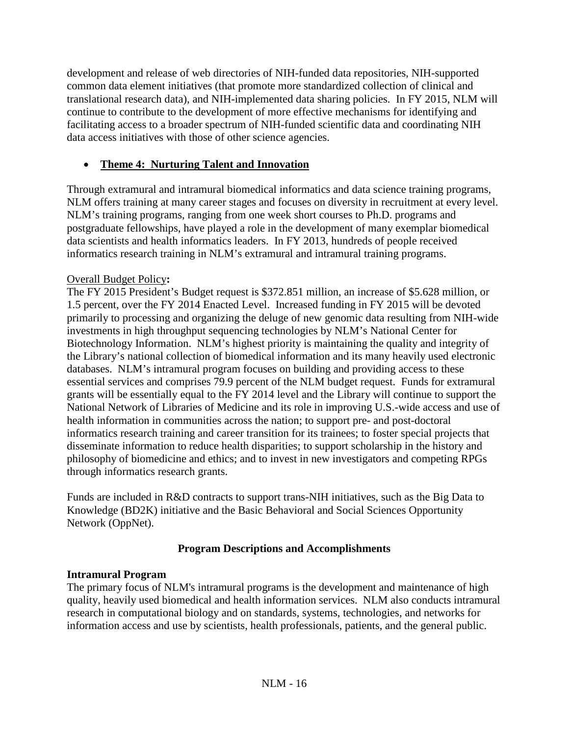development and release of web directories of NIH-funded data repositories, NIH-supported common data element initiatives (that promote more standardized collection of clinical and translational research data), and NIH-implemented data sharing policies. In FY 2015, NLM will continue to contribute to the development of more effective mechanisms for identifying and facilitating access to a broader spectrum of NIH-funded scientific data and coordinating NIH data access initiatives with those of other science agencies.

- **Theme 4: Nurturing Talent and Innovation**

Through extramural and intramural biomedical informatics and data science training programs, NLM offers training at many career stages and focuses on diversity in recruitment at every level. NLM's training programs, ranging from one week short courses to Ph.D. programs and postgraduate fellowships, have played a role in the development of many exemplar biomedical data scientists and health informatics leaders. In FY 2013, hundreds of people received informatics research training in NLM's extramural and intramural training programs.

Overall Budget Policy**:**
The FY 2015 President's Budget request is $372.851 million, an increase of $5.628 million, or 1.5 percent, over the FY 2014 Enacted Level. Increased funding in FY 2015 will be devoted primarily to processing and organizing the deluge of new genomic data resulting from NIH-wide investments in high throughput sequencing technologies by NLM's National Center for Biotechnology Information. NLM's highest priority is maintaining the quality and integrity of the Library's national collection of biomedical information and its many heavily used electronic databases. NLM's intramural program focuses on building and providing access to these essential services and comprises 79.9 percent of the NLM budget request. Funds for extramural grants will be essentially equal to the FY 2014 level and the Library will continue to support the National Network of Libraries of Medicine and its role in improving U.S.-wide access and use of health information in communities across the nation; to support pre- and post-doctoral informatics research training and career transition for its trainees; to foster special projects that disseminate information to reduce health disparities; to support scholarship in the history and philosophy of biomedicine and ethics; and to invest in new investigators and competing RPGs through informatics research grants.

Funds are included in R&D contracts to support trans-NIH initiatives, such as the Big Data to Knowledge (BD2K) initiative and the Basic Behavioral and Social Sciences Opportunity Network (OppNet).

## Program Descriptions and Accomplishments

### Intramural Program

The primary focus of NLM's intramural programs is the development and maintenance of high quality, heavily used biomedical and health information services. NLM also conducts intramural research in computational biology and on standards, systems, technologies, and networks for information access and use by scientists, health professionals, patients, and the general public.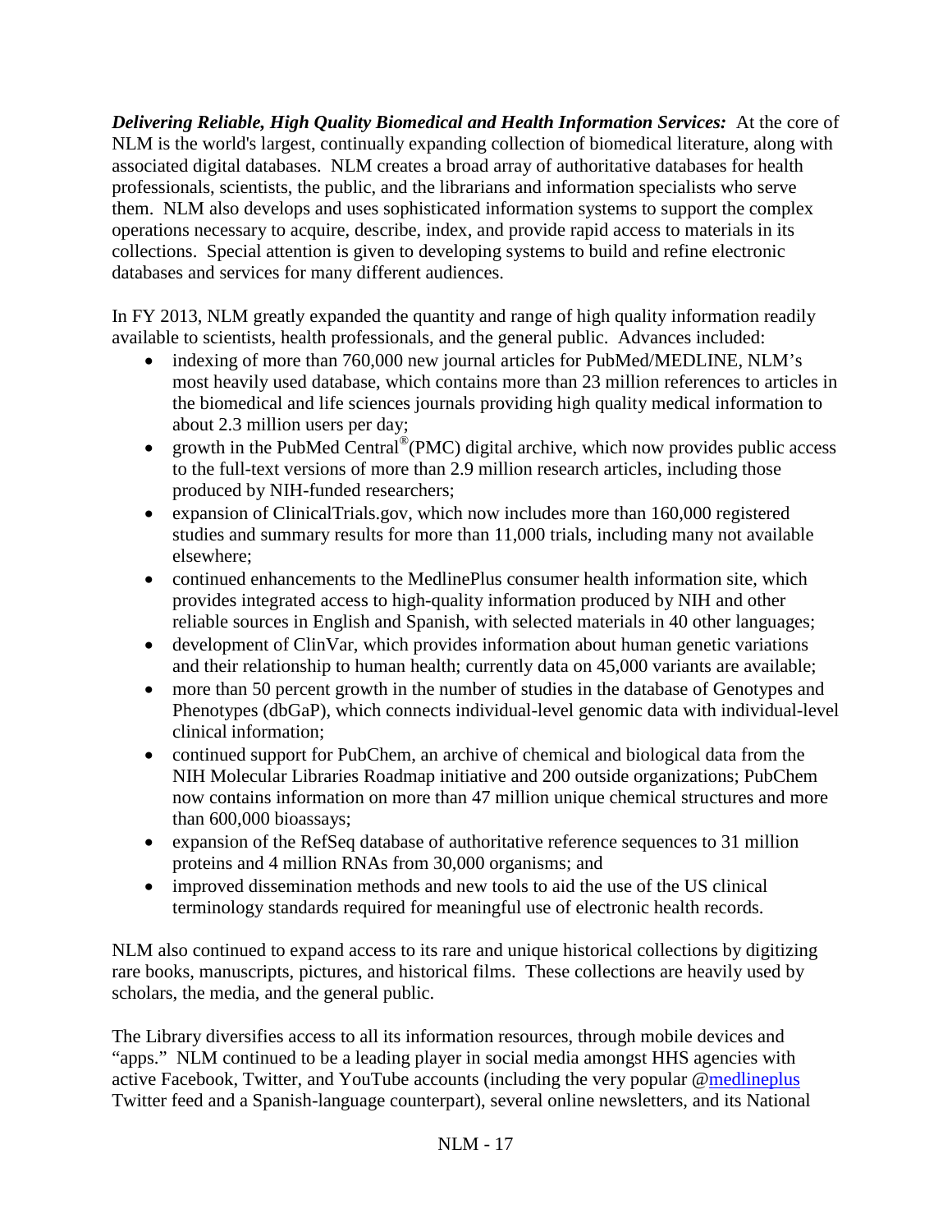***Delivering Reliable, High Quality Biomedical and Health Information Services:*** At the core of NLM is the world's largest, continually expanding collection of biomedical literature, along with associated digital databases. NLM creates a broad array of authoritative databases for health professionals, scientists, the public, and the librarians and information specialists who serve them. NLM also develops and uses sophisticated information systems to support the complex operations necessary to acquire, describe, index, and provide rapid access to materials in its collections. Special attention is given to developing systems to build and refine electronic databases and services for many different audiences.

In FY 2013, NLM greatly expanded the quantity and range of high quality information readily available to scientists, health professionals, and the general public. Advances included:

- indexing of more than 760,000 new journal articles for PubMed/MEDLINE, NLM's most heavily used database, which contains more than 23 million references to articles in the biomedical and life sciences journals providing high quality medical information to about 2.3 million users per day;
- growth in the PubMed Central®(PMC) digital archive, which now provides public access to the full-text versions of more than 2.9 million research articles, including those produced by NIH-funded researchers;
- expansion of ClinicalTrials.gov, which now includes more than 160,000 registered studies and summary results for more than 11,000 trials, including many not available elsewhere;
- continued enhancements to the MedlinePlus consumer health information site, which provides integrated access to high-quality information produced by NIH and other reliable sources in English and Spanish, with selected materials in 40 other languages;
- development of ClinVar, which provides information about human genetic variations and their relationship to human health; currently data on 45,000 variants are available;
- more than 50 percent growth in the number of studies in the database of Genotypes and Phenotypes (dbGaP), which connects individual-level genomic data with individual-level clinical information;
- continued support for PubChem, an archive of chemical and biological data from the NIH Molecular Libraries Roadmap initiative and 200 outside organizations; PubChem now contains information on more than 47 million unique chemical structures and more than 600,000 bioassays;
- expansion of the RefSeq database of authoritative reference sequences to 31 million proteins and 4 million RNAs from 30,000 organisms; and
- improved dissemination methods and new tools to aid the use of the US clinical terminology standards required for meaningful use of electronic health records.

NLM also continued to expand access to its rare and unique historical collections by digitizing rare books, manuscripts, pictures, and historical films. These collections are heavily used by scholars, the media, and the general public.

The Library diversifies access to all its information resources, through mobile devices and "apps." NLM continued to be a leading player in social media amongst HHS agencies with active Facebook, Twitter, and YouTube accounts (including the very popular @medlineplus Twitter feed and a Spanish-language counterpart), several online newsletters, and its National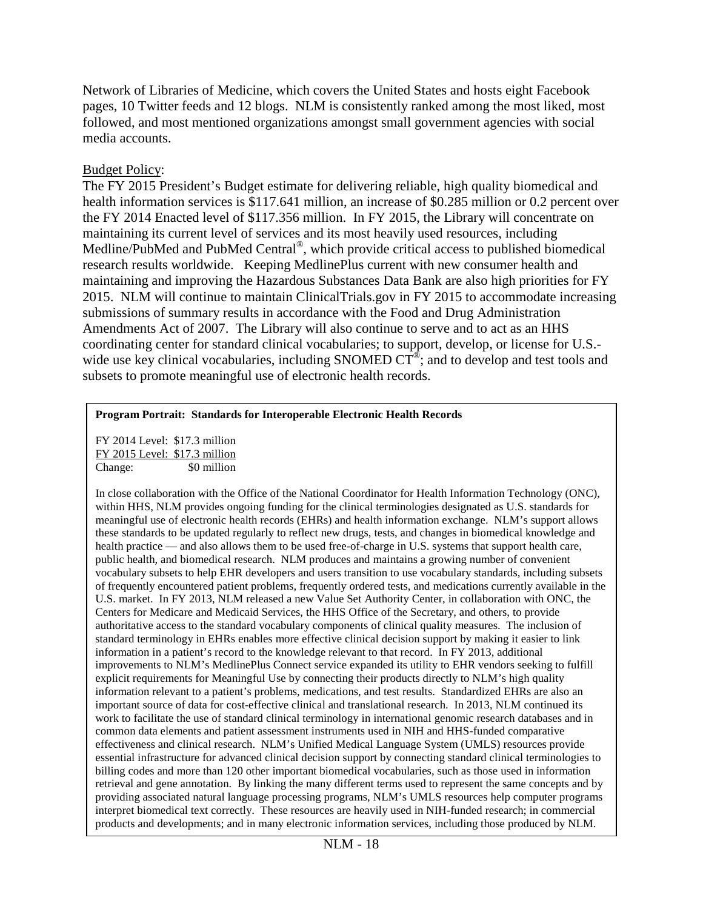Network of Libraries of Medicine, which covers the United States and hosts eight Facebook pages, 10 Twitter feeds and 12 blogs. NLM is consistently ranked among the most liked, most followed, and most mentioned organizations amongst small government agencies with social media accounts.

Budget Policy:

The FY 2015 President's Budget estimate for delivering reliable, high quality biomedical and health information services is $117.641 million, an increase of $0.285 million or 0.2 percent over the FY 2014 Enacted level of $117.356 million. In FY 2015, the Library will concentrate on maintaining its current level of services and its most heavily used resources, including Medline/PubMed and PubMed Central®, which provide critical access to published biomedical research results worldwide. Keeping MedlinePlus current with new consumer health and maintaining and improving the Hazardous Substances Data Bank are also high priorities for FY 2015. NLM will continue to maintain ClinicalTrials.gov in FY 2015 to accommodate increasing submissions of summary results in accordance with the Food and Drug Administration Amendments Act of 2007. The Library will also continue to serve and to act as an HHS coordinating center for standard clinical vocabularies; to support, develop, or license for U.S.-wide use key clinical vocabularies, including SNOMED CT®; and to develop and test tools and subsets to promote meaningful use of electronic health records.

**Program Portrait: Standards for Interoperable Electronic Health Records**

FY 2014 Level: $17.3 million
FY 2015 Level: $17.3 million
Change: $0 million

In close collaboration with the Office of the National Coordinator for Health Information Technology (ONC), within HHS, NLM provides ongoing funding for the clinical terminologies designated as U.S. standards for meaningful use of electronic health records (EHRs) and health information exchange. NLM's support allows these standards to be updated regularly to reflect new drugs, tests, and changes in biomedical knowledge and health practice — and also allows them to be used free-of-charge in U.S. systems that support health care, public health, and biomedical research. NLM produces and maintains a growing number of convenient vocabulary subsets to help EHR developers and users transition to use vocabulary standards, including subsets of frequently encountered patient problems, frequently ordered tests, and medications currently available in the U.S. market. In FY 2013, NLM released a new Value Set Authority Center, in collaboration with ONC, the Centers for Medicare and Medicaid Services, the HHS Office of the Secretary, and others, to provide authoritative access to the standard vocabulary components of clinical quality measures. The inclusion of standard terminology in EHRs enables more effective clinical decision support by making it easier to link information in a patient's record to the knowledge relevant to that record. In FY 2013, additional improvements to NLM's MedlinePlus Connect service expanded its utility to EHR vendors seeking to fulfill explicit requirements for Meaningful Use by connecting their products directly to NLM's high quality information relevant to a patient's problems, medications, and test results. Standardized EHRs are also an important source of data for cost-effective clinical and translational research. In 2013, NLM continued its work to facilitate the use of standard clinical terminology in international genomic research databases and in common data elements and patient assessment instruments used in NIH and HHS-funded comparative effectiveness and clinical research. NLM's Unified Medical Language System (UMLS) resources provide essential infrastructure for advanced clinical decision support by connecting standard clinical terminologies to billing codes and more than 120 other important biomedical vocabularies, such as those used in information retrieval and gene annotation. By linking the many different terms used to represent the same concepts and by providing associated natural language processing programs, NLM's UMLS resources help computer programs interpret biomedical text correctly. These resources are heavily used in NIH-funded research; in commercial products and developments; and in many electronic information services, including those produced by NLM.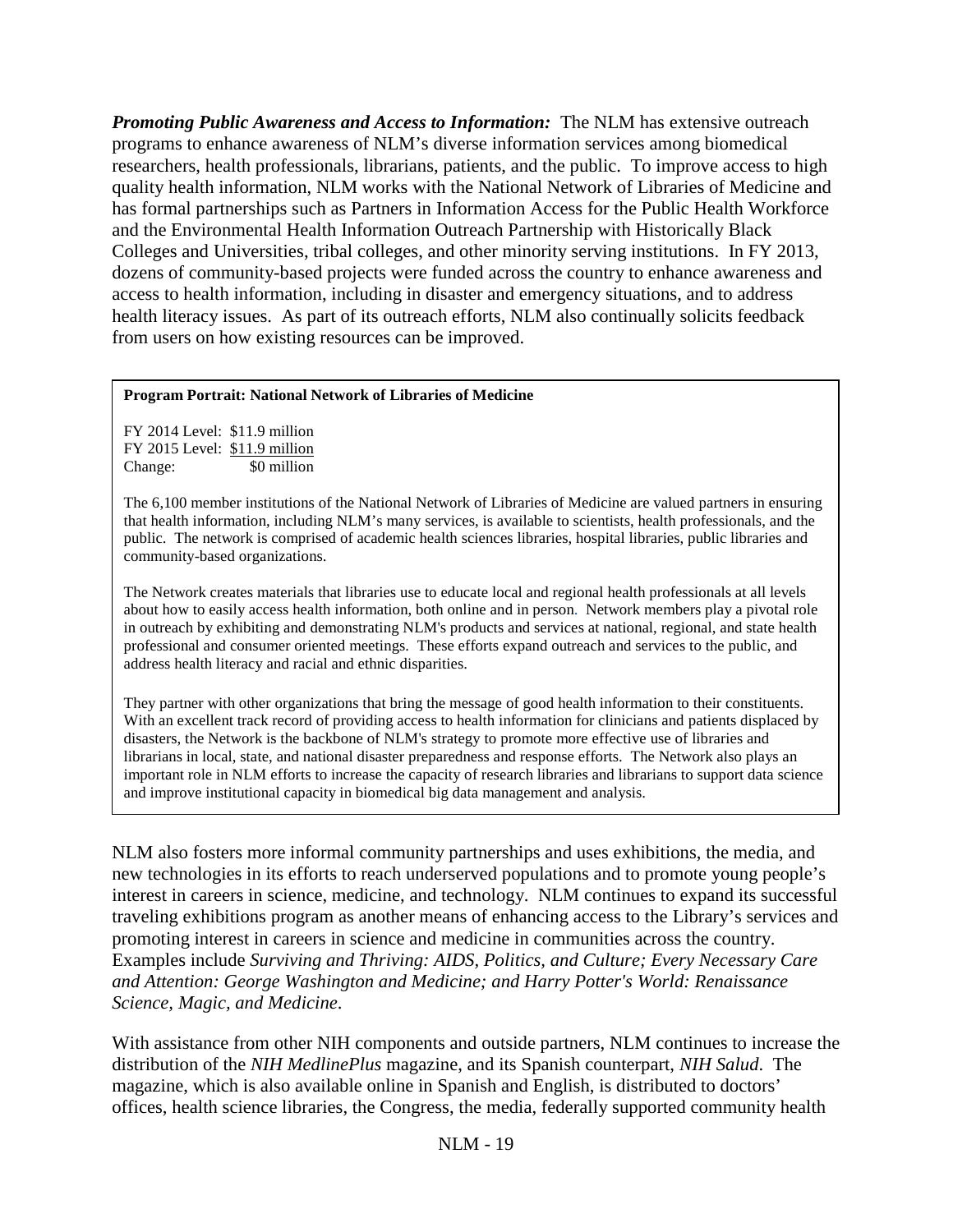***Promoting Public Awareness and Access to Information:*** The NLM has extensive outreach programs to enhance awareness of NLM's diverse information services among biomedical researchers, health professionals, librarians, patients, and the public. To improve access to high quality health information, NLM works with the National Network of Libraries of Medicine and has formal partnerships such as Partners in Information Access for the Public Health Workforce and the Environmental Health Information Outreach Partnership with Historically Black Colleges and Universities, tribal colleges, and other minority serving institutions. In FY 2013, dozens of community-based projects were funded across the country to enhance awareness and access to health information, including in disaster and emergency situations, and to address health literacy issues. As part of its outreach efforts, NLM also continually solicits feedback from users on how existing resources can be improved.

**Program Portrait: National Network of Libraries of Medicine**

FY 2014 Level: $11.9 million
FY 2015 Level: $11.9 million
Change: $0 million

The 6,100 member institutions of the National Network of Libraries of Medicine are valued partners in ensuring that health information, including NLM's many services, is available to scientists, health professionals, and the public. The network is comprised of academic health sciences libraries, hospital libraries, public libraries and community-based organizations.

The Network creates materials that libraries use to educate local and regional health professionals at all levels about how to easily access health information, both online and in person. Network members play a pivotal role in outreach by exhibiting and demonstrating NLM's products and services at national, regional, and state health professional and consumer oriented meetings. These efforts expand outreach and services to the public, and address health literacy and racial and ethnic disparities.

They partner with other organizations that bring the message of good health information to their constituents. With an excellent track record of providing access to health information for clinicians and patients displaced by disasters, the Network is the backbone of NLM's strategy to promote more effective use of libraries and librarians in local, state, and national disaster preparedness and response efforts. The Network also plays an important role in NLM efforts to increase the capacity of research libraries and librarians to support data science and improve institutional capacity in biomedical big data management and analysis.

NLM also fosters more informal community partnerships and uses exhibitions, the media, and new technologies in its efforts to reach underserved populations and to promote young people's interest in careers in science, medicine, and technology. NLM continues to expand its successful traveling exhibitions program as another means of enhancing access to the Library's services and promoting interest in careers in science and medicine in communities across the country. Examples include *Surviving and Thriving: AIDS, Politics, and Culture; Every Necessary Care and Attention: George Washington and Medicine; and Harry Potter's World: Renaissance Science, Magic, and Medicine*.

With assistance from other NIH components and outside partners, NLM continues to increase the distribution of the *NIH MedlinePlus* magazine, and its Spanish counterpart, *NIH Salud*. The magazine, which is also available online in Spanish and English, is distributed to doctors' offices, health science libraries, the Congress, the media, federally supported community health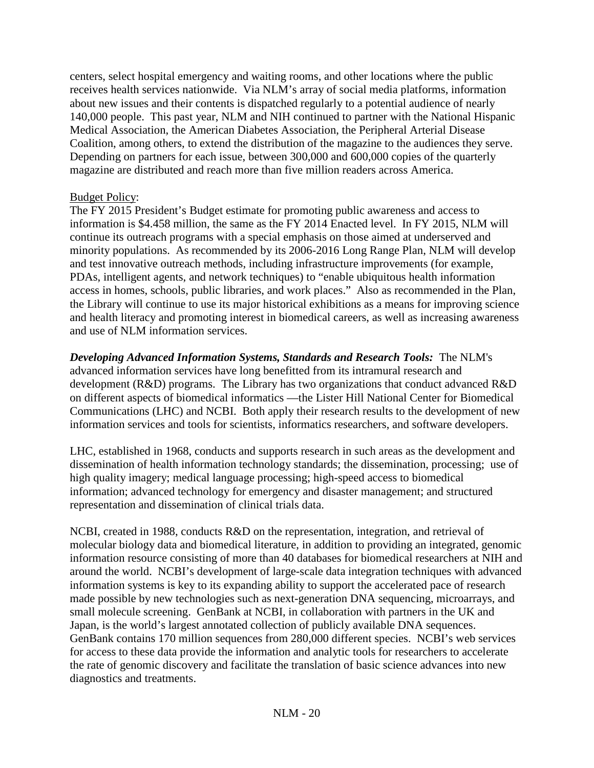centers, select hospital emergency and waiting rooms, and other locations where the public receives health services nationwide. Via NLM's array of social media platforms, information about new issues and their contents is dispatched regularly to a potential audience of nearly 140,000 people. This past year, NLM and NIH continued to partner with the National Hispanic Medical Association, the American Diabetes Association, the Peripheral Arterial Disease Coalition, among others, to extend the distribution of the magazine to the audiences they serve. Depending on partners for each issue, between 300,000 and 600,000 copies of the quarterly magazine are distributed and reach more than five million readers across America.

Budget Policy:
The FY 2015 President's Budget estimate for promoting public awareness and access to information is $4.458 million, the same as the FY 2014 Enacted level. In FY 2015, NLM will continue its outreach programs with a special emphasis on those aimed at underserved and minority populations. As recommended by its 2006-2016 Long Range Plan, NLM will develop and test innovative outreach methods, including infrastructure improvements (for example, PDAs, intelligent agents, and network techniques) to "enable ubiquitous health information access in homes, schools, public libraries, and work places." Also as recommended in the Plan, the Library will continue to use its major historical exhibitions as a means for improving science and health literacy and promoting interest in biomedical careers, as well as increasing awareness and use of NLM information services.

***Developing Advanced Information Systems, Standards and Research Tools:*** The NLM's advanced information services have long benefitted from its intramural research and development (R&D) programs. The Library has two organizations that conduct advanced R&D on different aspects of biomedical informatics —the Lister Hill National Center for Biomedical Communications (LHC) and NCBI. Both apply their research results to the development of new information services and tools for scientists, informatics researchers, and software developers.

LHC, established in 1968, conducts and supports research in such areas as the development and dissemination of health information technology standards; the dissemination, processing; use of high quality imagery; medical language processing; high-speed access to biomedical information; advanced technology for emergency and disaster management; and structured representation and dissemination of clinical trials data.

NCBI, created in 1988, conducts R&D on the representation, integration, and retrieval of molecular biology data and biomedical literature, in addition to providing an integrated, genomic information resource consisting of more than 40 databases for biomedical researchers at NIH and around the world. NCBI's development of large-scale data integration techniques with advanced information systems is key to its expanding ability to support the accelerated pace of research made possible by new technologies such as next-generation DNA sequencing, microarrays, and small molecule screening. GenBank at NCBI, in collaboration with partners in the UK and Japan, is the world's largest annotated collection of publicly available DNA sequences. GenBank contains 170 million sequences from 280,000 different species. NCBI's web services for access to these data provide the information and analytic tools for researchers to accelerate the rate of genomic discovery and facilitate the translation of basic science advances into new diagnostics and treatments.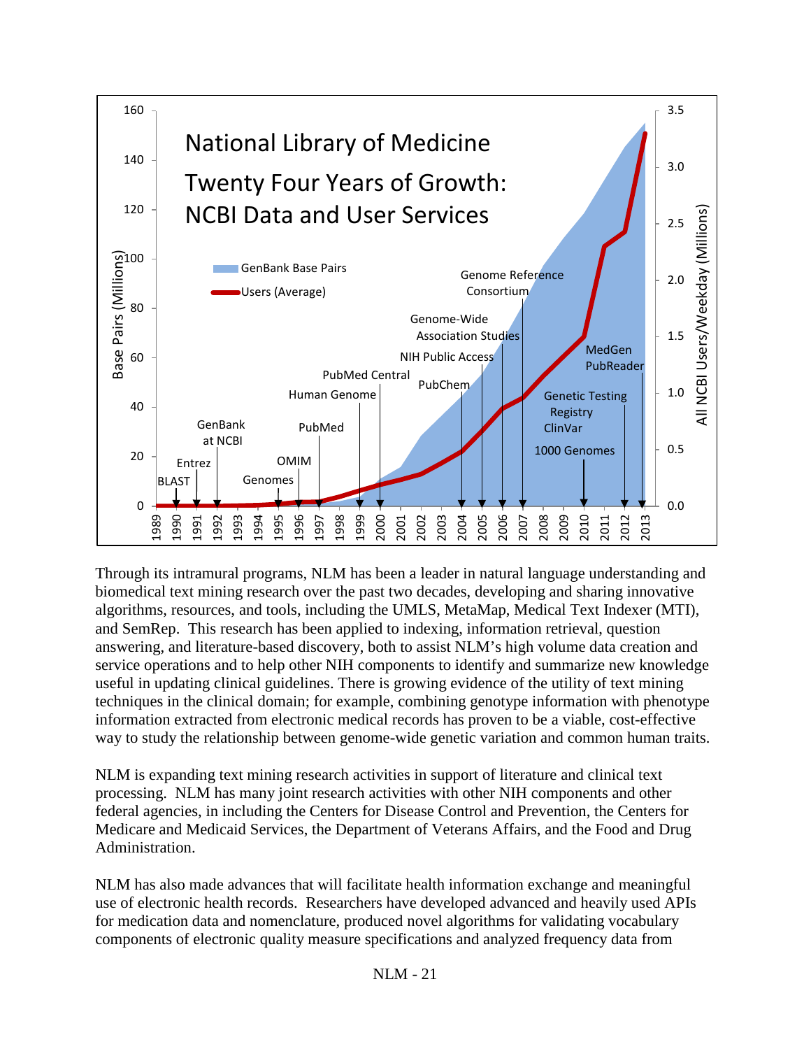**National Library of Medicine**

**Twenty Four Years of Growth: NCBI Data and User Services**

Through its intramural programs, NLM has been a leader in natural language understanding and biomedical text mining research over the past two decades, developing and sharing innovative algorithms, resources, and tools, including the UMLS, MetaMap, Medical Text Indexer (MTI), and SemRep. This research has been applied to indexing, information retrieval, question answering, and literature-based discovery, both to assist NLM's high volume data creation and service operations and to help other NIH components to identify and summarize new knowledge useful in updating clinical guidelines. There is growing evidence of the utility of text mining techniques in the clinical domain; for example, combining genotype information with phenotype information extracted from electronic medical records has proven to be a viable, cost-effective way to study the relationship between genome-wide genetic variation and common human traits.

NLM is expanding text mining research activities in support of literature and clinical text processing. NLM has many joint research activities with other NIH components and other federal agencies, in including the Centers for Disease Control and Prevention, the Centers for Medicare and Medicaid Services, the Department of Veterans Affairs, and the Food and Drug Administration.

NLM has also made advances that will facilitate health information exchange and meaningful use of electronic health records. Researchers have developed advanced and heavily used APIs for medication data and nomenclature, produced novel algorithms for validating vocabulary components of electronic quality measure specifications and analyzed frequency data from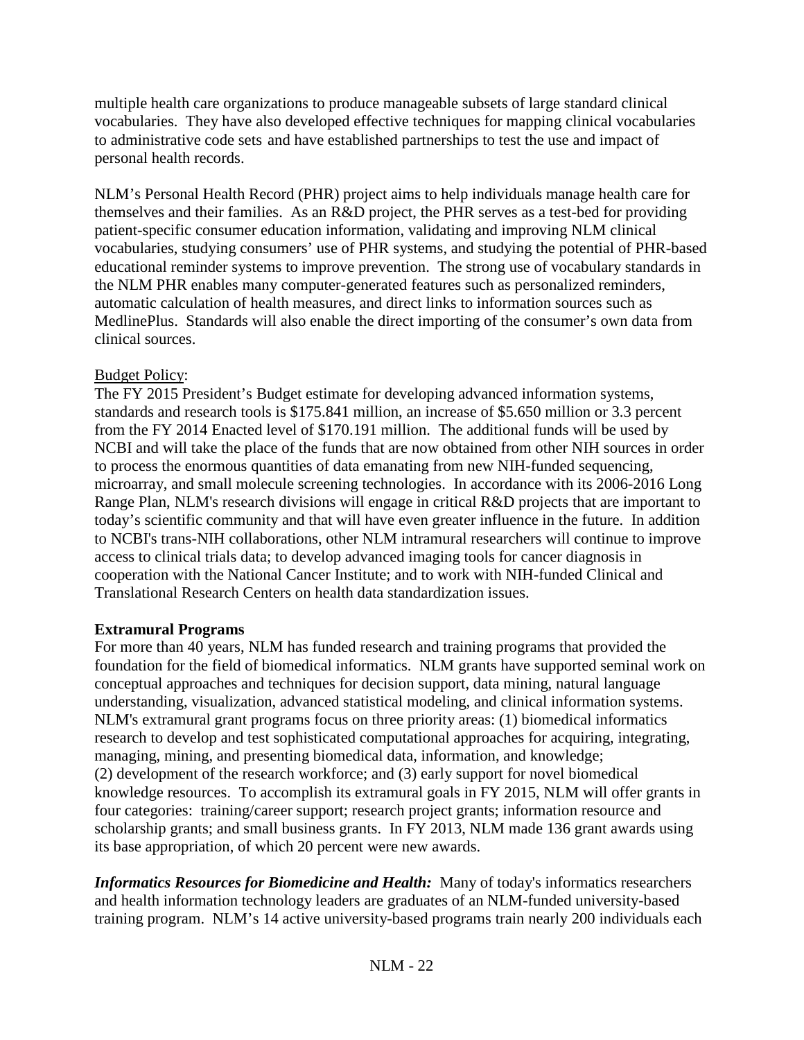multiple health care organizations to produce manageable subsets of large standard clinical vocabularies. They have also developed effective techniques for mapping clinical vocabularies to administrative code sets and have established partnerships to test the use and impact of personal health records.

NLM's Personal Health Record (PHR) project aims to help individuals manage health care for themselves and their families. As an R&D project, the PHR serves as a test-bed for providing patient-specific consumer education information, validating and improving NLM clinical vocabularies, studying consumers' use of PHR systems, and studying the potential of PHR-based educational reminder systems to improve prevention. The strong use of vocabulary standards in the NLM PHR enables many computer-generated features such as personalized reminders, automatic calculation of health measures, and direct links to information sources such as MedlinePlus. Standards will also enable the direct importing of the consumer's own data from clinical sources.

Budget Policy:

The FY 2015 President's Budget estimate for developing advanced information systems, standards and research tools is $175.841 million, an increase of $5.650 million or 3.3 percent from the FY 2014 Enacted level of $170.191 million. The additional funds will be used by NCBI and will take the place of the funds that are now obtained from other NIH sources in order to process the enormous quantities of data emanating from new NIH-funded sequencing, microarray, and small molecule screening technologies. In accordance with its 2006-2016 Long Range Plan, NLM's research divisions will engage in critical R&D projects that are important to today's scientific community and that will have even greater influence in the future. In addition to NCBI's trans-NIH collaborations, other NLM intramural researchers will continue to improve access to clinical trials data; to develop advanced imaging tools for cancer diagnosis in cooperation with the National Cancer Institute; and to work with NIH-funded Clinical and Translational Research Centers on health data standardization issues.

**Extramural Programs**

For more than 40 years, NLM has funded research and training programs that provided the foundation for the field of biomedical informatics. NLM grants have supported seminal work on conceptual approaches and techniques for decision support, data mining, natural language understanding, visualization, advanced statistical modeling, and clinical information systems. NLM's extramural grant programs focus on three priority areas: (1) biomedical informatics research to develop and test sophisticated computational approaches for acquiring, integrating, managing, mining, and presenting biomedical data, information, and knowledge; (2) development of the research workforce; and (3) early support for novel biomedical knowledge resources. To accomplish its extramural goals in FY 2015, NLM will offer grants in four categories: training/career support; research project grants; information resource and scholarship grants; and small business grants. In FY 2013, NLM made 136 grant awards using its base appropriation, of which 20 percent were new awards.

***Informatics Resources for Biomedicine and Health:*** Many of today's informatics researchers and health information technology leaders are graduates of an NLM-funded university-based training program. NLM's 14 active university-based programs train nearly 200 individuals each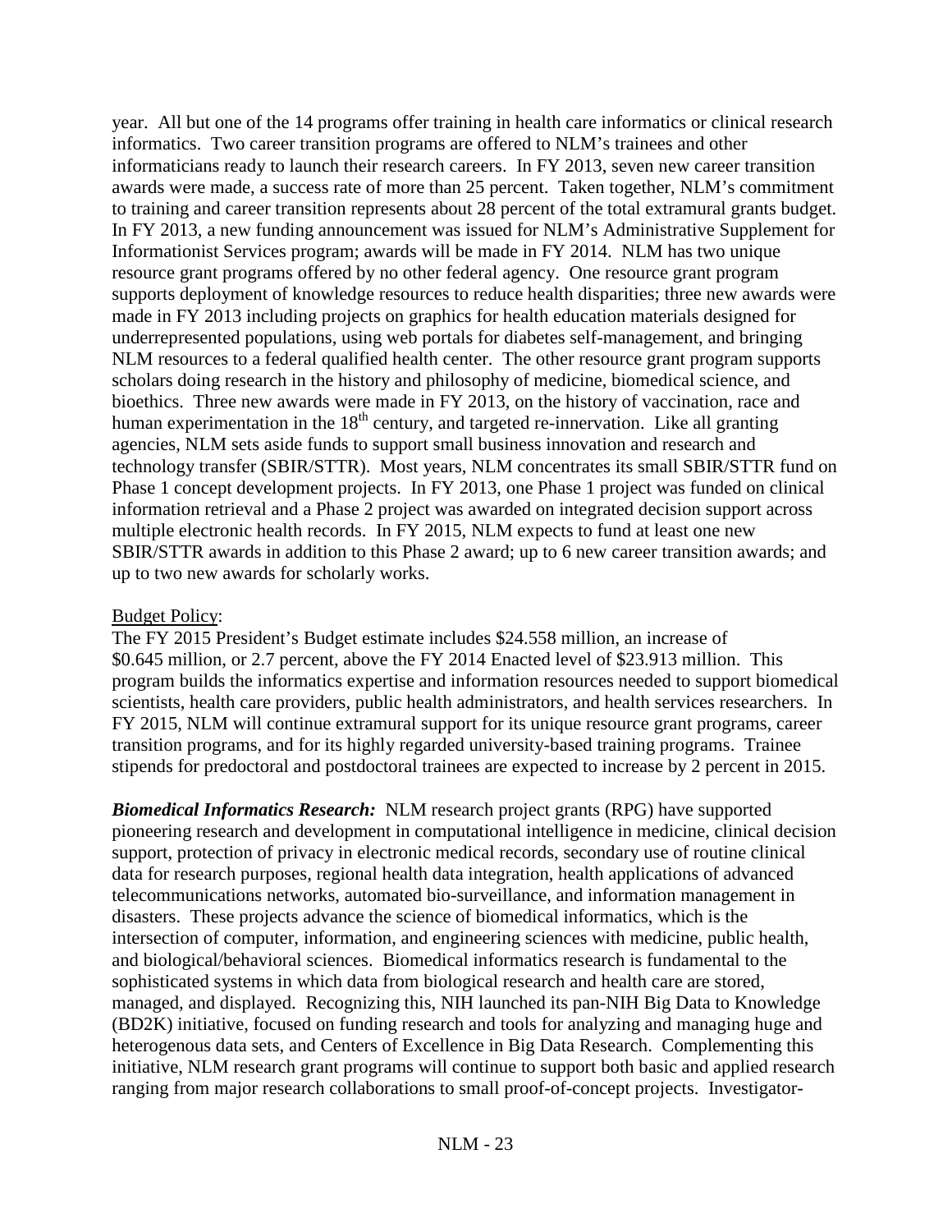year. All but one of the 14 programs offer training in health care informatics or clinical research informatics. Two career transition programs are offered to NLM's trainees and other informaticians ready to launch their research careers. In FY 2013, seven new career transition awards were made, a success rate of more than 25 percent. Taken together, NLM's commitment to training and career transition represents about 28 percent of the total extramural grants budget. In FY 2013, a new funding announcement was issued for NLM's Administrative Supplement for Informationist Services program; awards will be made in FY 2014. NLM has two unique resource grant programs offered by no other federal agency. One resource grant program supports deployment of knowledge resources to reduce health disparities; three new awards were made in FY 2013 including projects on graphics for health education materials designed for underrepresented populations, using web portals for diabetes self-management, and bringing NLM resources to a federal qualified health center. The other resource grant program supports scholars doing research in the history and philosophy of medicine, biomedical science, and bioethics. Three new awards were made in FY 2013, on the history of vaccination, race and human experimentation in the 18th century, and targeted re-innervation. Like all granting agencies, NLM sets aside funds to support small business innovation and research and technology transfer (SBIR/STTR). Most years, NLM concentrates its small SBIR/STTR fund on Phase 1 concept development projects. In FY 2013, one Phase 1 project was funded on clinical information retrieval and a Phase 2 project was awarded on integrated decision support across multiple electronic health records. In FY 2015, NLM expects to fund at least one new SBIR/STTR awards in addition to this Phase 2 award; up to 6 new career transition awards; and up to two new awards for scholarly works.

Budget Policy:
The FY 2015 President's Budget estimate includes $24.558 million, an increase of $0.645 million, or 2.7 percent, above the FY 2014 Enacted level of $23.913 million. This program builds the informatics expertise and information resources needed to support biomedical scientists, health care providers, public health administrators, and health services researchers. In FY 2015, NLM will continue extramural support for its unique resource grant programs, career transition programs, and for its highly regarded university-based training programs. Trainee stipends for predoctoral and postdoctoral trainees are expected to increase by 2 percent in 2015.

***Biomedical Informatics Research:*** NLM research project grants (RPG) have supported pioneering research and development in computational intelligence in medicine, clinical decision support, protection of privacy in electronic medical records, secondary use of routine clinical data for research purposes, regional health data integration, health applications of advanced telecommunications networks, automated bio-surveillance, and information management in disasters. These projects advance the science of biomedical informatics, which is the intersection of computer, information, and engineering sciences with medicine, public health, and biological/behavioral sciences. Biomedical informatics research is fundamental to the sophisticated systems in which data from biological research and health care are stored, managed, and displayed. Recognizing this, NIH launched its pan-NIH Big Data to Knowledge (BD2K) initiative, focused on funding research and tools for analyzing and managing huge and heterogenous data sets, and Centers of Excellence in Big Data Research. Complementing this initiative, NLM research grant programs will continue to support both basic and applied research ranging from major research collaborations to small proof-of-concept projects. Investigator-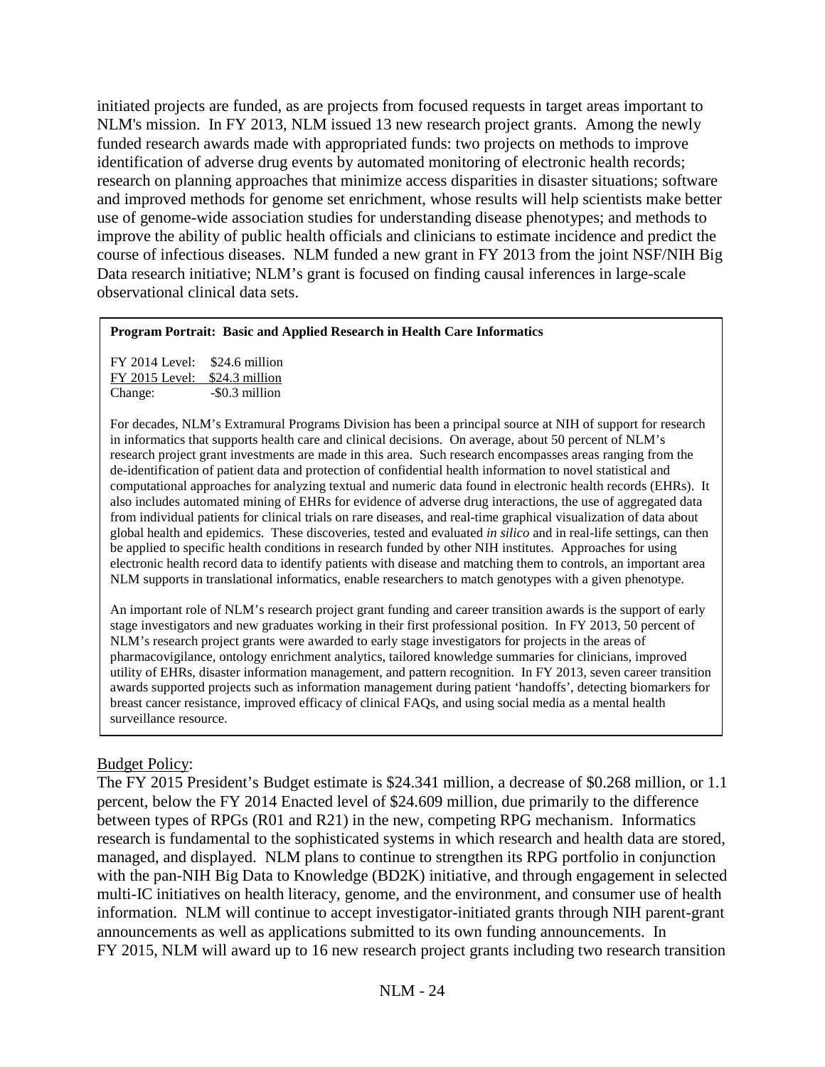initiated projects are funded, as are projects from focused requests in target areas important to NLM's mission. In FY 2013, NLM issued 13 new research project grants. Among the newly funded research awards made with appropriated funds: two projects on methods to improve identification of adverse drug events by automated monitoring of electronic health records; research on planning approaches that minimize access disparities in disaster situations; software and improved methods for genome set enrichment, whose results will help scientists make better use of genome-wide association studies for understanding disease phenotypes; and methods to improve the ability of public health officials and clinicians to estimate incidence and predict the course of infectious diseases. NLM funded a new grant in FY 2013 from the joint NSF/NIH Big Data research initiative; NLM's grant is focused on finding causal inferences in large-scale observational clinical data sets.

**Program Portrait: Basic and Applied Research in Health Care Informatics**

FY 2014 Level: $24.6 million
FY 2015 Level: $24.3 million
Change: -$0.3 million

For decades, NLM's Extramural Programs Division has been a principal source at NIH of support for research in informatics that supports health care and clinical decisions. On average, about 50 percent of NLM's research project grant investments are made in this area. Such research encompasses areas ranging from the de-identification of patient data and protection of confidential health information to novel statistical and computational approaches for analyzing textual and numeric data found in electronic health records (EHRs). It also includes automated mining of EHRs for evidence of adverse drug interactions, the use of aggregated data from individual patients for clinical trials on rare diseases, and real-time graphical visualization of data about global health and epidemics. These discoveries, tested and evaluated *in silico* and in real-life settings, can then be applied to specific health conditions in research funded by other NIH institutes. Approaches for using electronic health record data to identify patients with disease and matching them to controls, an important area NLM supports in translational informatics, enable researchers to match genotypes with a given phenotype.

An important role of NLM's research project grant funding and career transition awards is the support of early stage investigators and new graduates working in their first professional position. In FY 2013, 50 percent of NLM's research project grants were awarded to early stage investigators for projects in the areas of pharmacovigilance, ontology enrichment analytics, tailored knowledge summaries for clinicians, improved utility of EHRs, disaster information management, and pattern recognition. In FY 2013, seven career transition awards supported projects such as information management during patient 'handoffs', detecting biomarkers for breast cancer resistance, improved efficacy of clinical FAQs, and using social media as a mental health surveillance resource.

Budget Policy:

The FY 2015 President's Budget estimate is $24.341 million, a decrease of $0.268 million, or 1.1 percent, below the FY 2014 Enacted level of $24.609 million, due primarily to the difference between types of RPGs (R01 and R21) in the new, competing RPG mechanism. Informatics research is fundamental to the sophisticated systems in which research and health data are stored, managed, and displayed. NLM plans to continue to strengthen its RPG portfolio in conjunction with the pan-NIH Big Data to Knowledge (BD2K) initiative, and through engagement in selected multi-IC initiatives on health literacy, genome, and the environment, and consumer use of health information. NLM will continue to accept investigator-initiated grants through NIH parent-grant announcements as well as applications submitted to its own funding announcements. In FY 2015, NLM will award up to 16 new research project grants including two research transition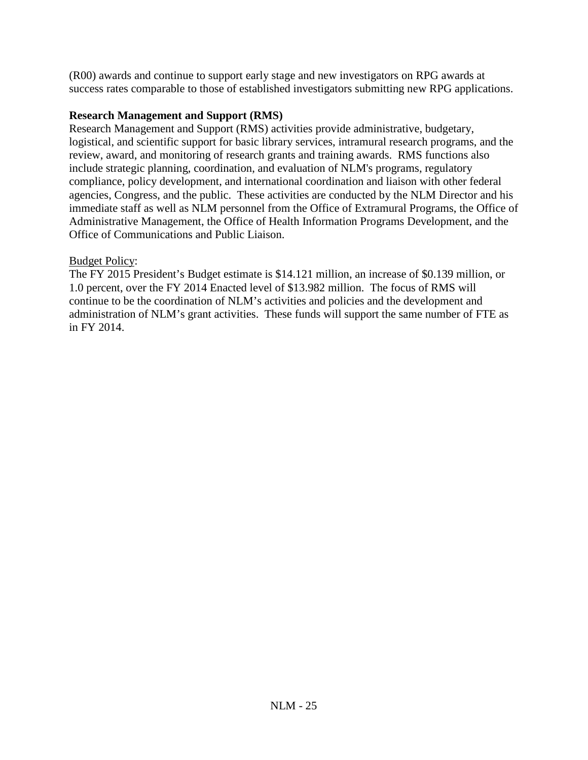(R00) awards and continue to support early stage and new investigators on RPG awards at success rates comparable to those of established investigators submitting new RPG applications.

**Research Management and Support (RMS)**

Research Management and Support (RMS) activities provide administrative, budgetary, logistical, and scientific support for basic library services, intramural research programs, and the review, award, and monitoring of research grants and training awards. RMS functions also include strategic planning, coordination, and evaluation of NLM's programs, regulatory compliance, policy development, and international coordination and liaison with other federal agencies, Congress, and the public. These activities are conducted by the NLM Director and his immediate staff as well as NLM personnel from the Office of Extramural Programs, the Office of Administrative Management, the Office of Health Information Programs Development, and the Office of Communications and Public Liaison.

Budget Policy:

The FY 2015 President's Budget estimate is $14.121 million, an increase of $0.139 million, or 1.0 percent, over the FY 2014 Enacted level of $13.982 million. The focus of RMS will continue to be the coordination of NLM's activities and policies and the development and administration of NLM's grant activities. These funds will support the same number of FTE as in FY 2014.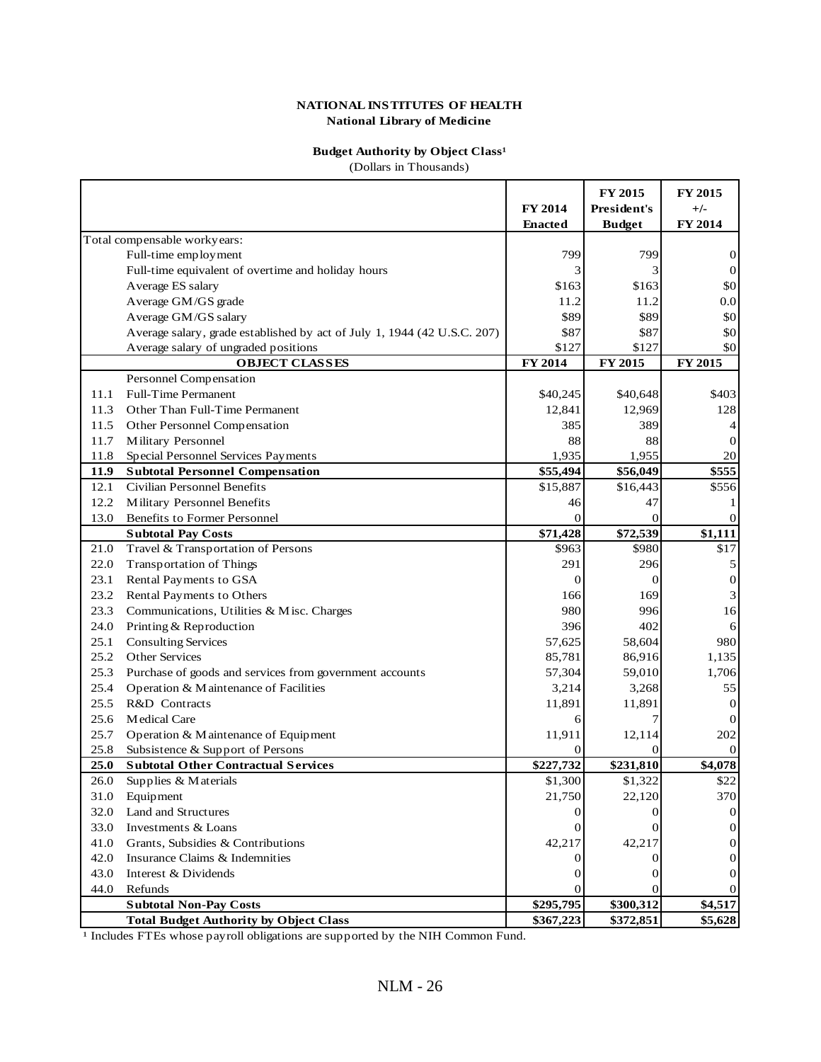**NATIONAL INSTITUTES OF HEALTH**
**National Library of Medicine**

**Budget Authority by Object Class[1]**
(Dollars in Thousands)

| | | FY 2014 Enacted | FY 2015 President's Budget | FY 2015 +/- FY 2014 |
|---|---|---|---|---|
| Total compensable workyears: | | | | |
| | Full-time employment | 799 | 799 | 0 |
| | Full-time equivalent of overtime and holiday hours | 3 | 3 | 0 |
| | Average ES salary | $163 | $163 | $0 |
| | Average GM/GS grade | 11.2 | 11.2 | 0.0 |
| | Average GM/GS salary | $89 | $89 | $0 |
| | Average salary, grade established by act of July 1, 1944 (42 U.S.C. 207) | $87 | $87 | $0 |
| | Average salary of ungraded positions | $127 | $127 | $0 |
| | **OBJECT CLASSES** | **FY 2014** | **FY 2015** | **FY 2015** |
| | Personnel Compensation | | | |
| 11.1 | Full-Time Permanent | $40,245 | $40,648 | $403 |
| 11.3 | Other Than Full-Time Permanent | 12,841 | 12,969 | 128 |
| 11.5 | Other Personnel Compensation | 385 | 389 | 4 |
| 11.7 | Military Personnel | 88 | 88 | 0 |
| 11.8 | Special Personnel Services Payments | 1,935 | 1,955 | 20 |
| **11.9** | **Subtotal Personnel Compensation** | **$55,494** | **$56,049** | **$555** |
| 12.1 | Civilian Personnel Benefits | $15,887 | $16,443 | $556 |
| 12.2 | Military Personnel Benefits | 46 | 47 | 1 |
| 13.0 | Benefits to Former Personnel | 0 | 0 | 0 |
| | **Subtotal Pay Costs** | **$71,428** | **$72,539** | **$1,111** |
| 21.0 | Travel & Transportation of Persons | $963 | $980 | $17 |
| 22.0 | Transportation of Things | 291 | 296 | 5 |
| 23.1 | Rental Payments to GSA | 0 | 0 | 0 |
| 23.2 | Rental Payments to Others | 166 | 169 | 3 |
| 23.3 | Communications, Utilities & Misc. Charges | 980 | 996 | 16 |
| 24.0 | Printing & Reproduction | 396 | 402 | 6 |
| 25.1 | Consulting Services | 57,625 | 58,604 | 980 |
| 25.2 | Other Services | 85,781 | 86,916 | 1,135 |
| 25.3 | Purchase of goods and services from government accounts | 57,304 | 59,010 | 1,706 |
| 25.4 | Operation & Maintenance of Facilities | 3,214 | 3,268 | 55 |
| 25.5 | R&D Contracts | 11,891 | 11,891 | 0 |
| 25.6 | Medical Care | 6 | 7 | 0 |
| 25.7 | Operation & Maintenance of Equipment | 11,911 | 12,114 | 202 |
| 25.8 | Subsistence & Support of Persons | 0 | 0 | 0 |
| **25.0** | **Subtotal Other Contractual Services** | **$227,732** | **$231,810** | **$4,078** |
| 26.0 | Supplies & Materials | $1,300 | $1,322 | $22 |
| 31.0 | Equipment | 21,750 | 22,120 | 370 |
| 32.0 | Land and Structures | 0 | 0 | 0 |
| 33.0 | Investments & Loans | 0 | 0 | 0 |
| 41.0 | Grants, Subsidies & Contributions | 42,217 | 42,217 | 0 |
| 42.0 | Insurance Claims & Indemnities | 0 | 0 | 0 |
| 43.0 | Interest & Dividends | 0 | 0 | 0 |
| 44.0 | Refunds | 0 | 0 | 0 |
| | **Subtotal Non-Pay Costs** | **$295,795** | **$300,312** | **$4,517** |
| | **Total Budget Authority by Object Class** | **$367,223** | **$372,851** | **$5,628** |

[1] Includes FTEs whose payroll obligations are supported by the NIH Common Fund.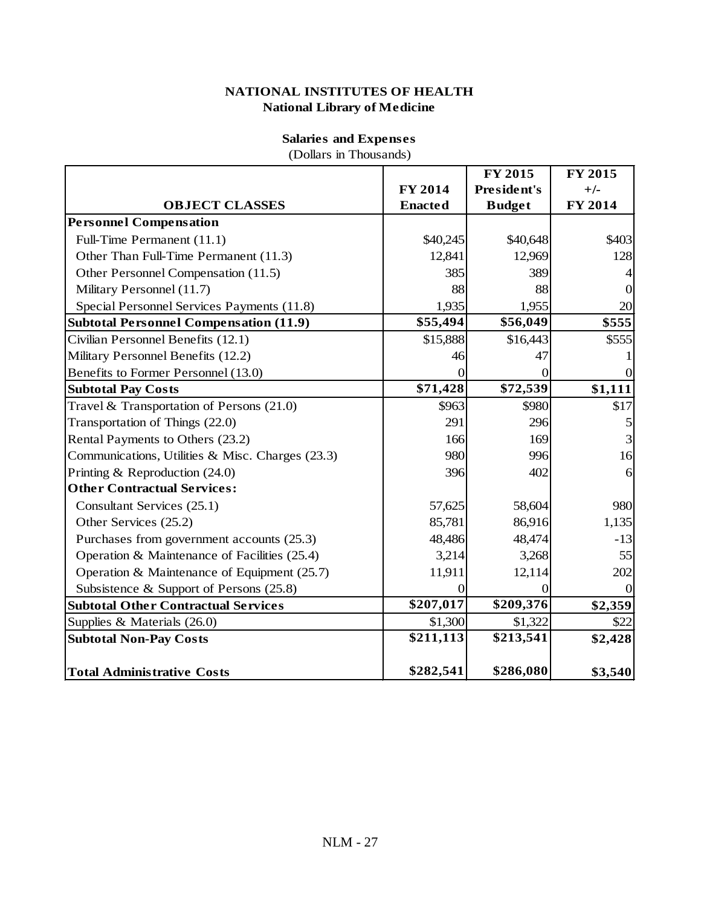# NATIONAL INSTITUTES OF HEALTH
## National Library of Medicine

### Salaries and Expenses
(Dollars in Thousands)

| OBJECT CLASSES | FY 2014 Enacted | FY 2015 President's Budget | FY 2015 +/- FY 2014 |
|---|---|---|---|
| **Personnel Compensation** | | | |
| Full-Time Permanent (11.1) | $40,245 | $40,648 | $403 |
| Other Than Full-Time Permanent (11.3) | 12,841 | 12,969 | 128 |
| Other Personnel Compensation (11.5) | 385 | 389 | 4 |
| Military Personnel (11.7) | 88 | 88 | 0 |
| Special Personnel Services Payments (11.8) | 1,935 | 1,955 | 20 |
| **Subtotal Personnel Compensation (11.9)** | **$55,494** | **$56,049** | **$555** |
| Civilian Personnel Benefits (12.1) | $15,888 | $16,443 | $555 |
| Military Personnel Benefits (12.2) | 46 | 47 | 1 |
| Benefits to Former Personnel (13.0) | 0 | 0 | 0 |
| **Subtotal Pay Costs** | **$71,428** | **$72,539** | **$1,111** |
| Travel & Transportation of Persons (21.0) | $963 | $980 | $17 |
| Transportation of Things (22.0) | 291 | 296 | 5 |
| Rental Payments to Others (23.2) | 166 | 169 | 3 |
| Communications, Utilities & Misc. Charges (23.3) | 980 | 996 | 16 |
| Printing & Reproduction (24.0) | 396 | 402 | 6 |
| **Other Contractual Services:** | | | |
| Consultant Services (25.1) | 57,625 | 58,604 | 980 |
| Other Services (25.2) | 85,781 | 86,916 | 1,135 |
| Purchases from government accounts (25.3) | 48,486 | 48,474 | -13 |
| Operation & Maintenance of Facilities (25.4) | 3,214 | 3,268 | 55 |
| Operation & Maintenance of Equipment (25.7) | 11,911 | 12,114 | 202 |
| Subsistence & Support of Persons (25.8) | 0 | 0 | 0 |
| **Subtotal Other Contractual Services** | **$207,017** | **$209,376** | **$2,359** |
| Supplies & Materials (26.0) | $1,300 | $1,322 | $22 |
| **Subtotal Non-Pay Costs** | **$211,113** | **$213,541** | **$2,428** |
| **Total Administrative Costs** | **$282,541** | **$286,080** | **$3,540** |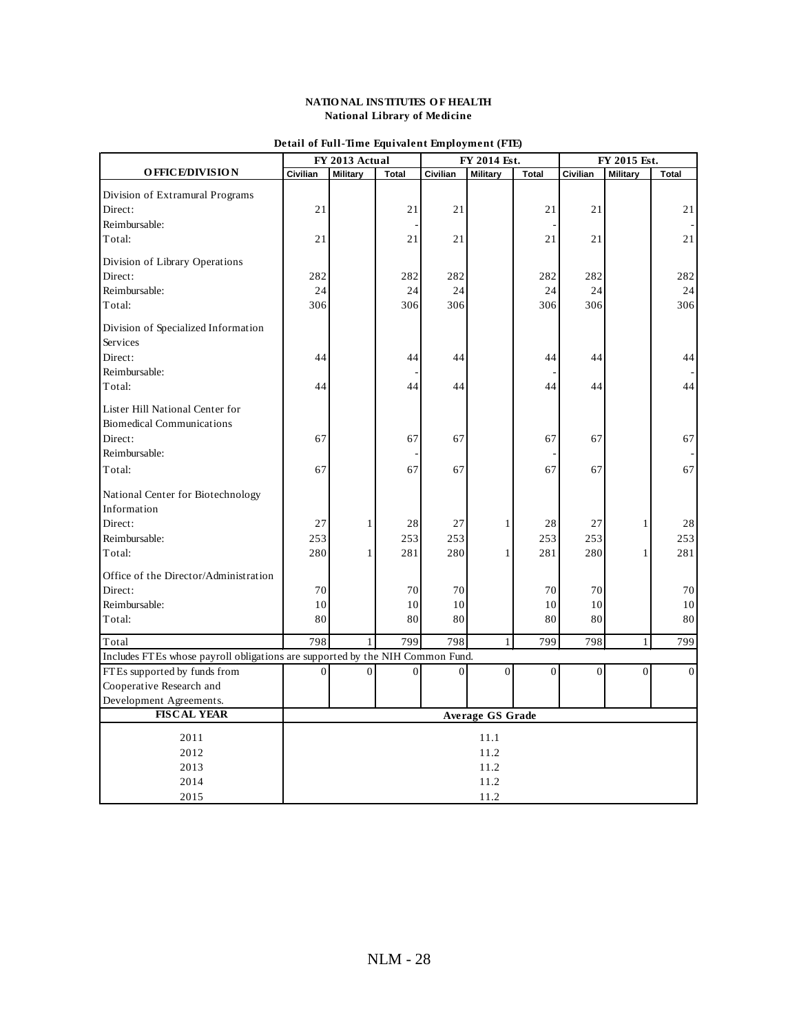**NATIONAL INSTITUTES OF HEALTH**
**National Library of Medicine**

**Detail of Full-Time Equivalent Employment (FTE)**

| OFFICE/DIVISION | FY 2013 Actual | | | FY 2014 Est. | | | FY 2015 Est. | | |
|---|---|---|---|---|---|---|---|---|---|
| | Civilian | Military | Total | Civilian | Military | Total | Civilian | Military | Total |
| Division of Extramural Programs | | | | | | | | | |
| Direct: | 21 | | 21 | 21 | | 21 | 21 | | 21 |
| Reimbursable: | | | - | | | - | | | - |
| Total: | 21 | | 21 | 21 | | 21 | 21 | | 21 |
| Division of Library Operations | | | | | | | | | |
| Direct: | 282 | | 282 | 282 | | 282 | 282 | | 282 |
| Reimbursable: | 24 | | 24 | 24 | | 24 | 24 | | 24 |
| Total: | 306 | | 306 | 306 | | 306 | 306 | | 306 |
| Division of Specialized Information Services | | | | | | | | | |
| Direct: | 44 | | 44 | 44 | | 44 | 44 | | 44 |
| Reimbursable: | | | - | | | - | | | - |
| Total: | 44 | | 44 | 44 | | 44 | 44 | | 44 |
| Lister Hill National Center for Biomedical Communications | | | | | | | | | |
| Direct: | 67 | | 67 | 67 | | 67 | 67 | | 67 |
| Reimbursable: | | | - | | | - | | | - |
| Total: | 67 | | 67 | 67 | | 67 | 67 | | 67 |
| National Center for Biotechnology Information | | | | | | | | | |
| Direct: | 27 | 1 | 28 | 27 | 1 | 28 | 27 | 1 | 28 |
| Reimbursable: | 253 | | 253 | 253 | | 253 | 253 | | 253 |
| Total: | 280 | 1 | 281 | 280 | 1 | 281 | 280 | 1 | 281 |
| Office of the Director/Administration | | | | | | | | | |
| Direct: | 70 | | 70 | 70 | | 70 | 70 | | 70 |
| Reimbursable: | 10 | | 10 | 10 | | 10 | 10 | | 10 |
| Total: | 80 | | 80 | 80 | | 80 | 80 | | 80 |
| Total | 798 | 1 | 799 | 798 | 1 | 799 | 798 | 1 | 799 |
| Includes FTEs whose payroll obligations are supported by the NIH Common Fund. | | | | | | | | | |
| FTEs supported by funds from Cooperative Research and Development Agreements. | 0 | 0 | 0 | 0 | 0 | 0 | 0 | 0 | 0 |

| FISCAL YEAR | Average GS Grade |
|---|---|
| 2011 | 11.1 |
| 2012 | 11.2 |
| 2013 | 11.2 |
| 2014 | 11.2 |
| 2015 | 11.2 |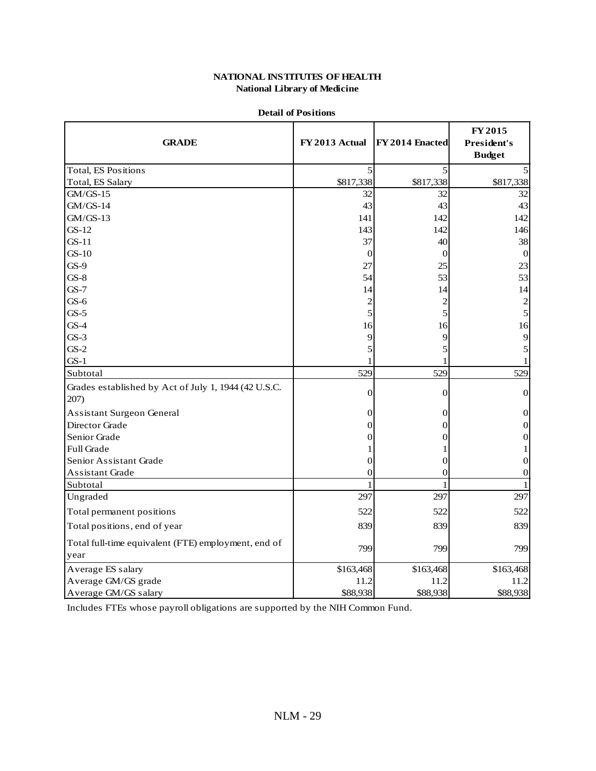**NATIONAL INSTITUTES OF HEALTH**
**National Library of Medicine**

**Detail of Positions**

| GRADE | FY 2013 Actual | FY 2014 Enacted | FY 2015 President's Budget |
|---|---|---|---|
| Total, ES Positions | 5 | 5 | 5 |
| Total, ES Salary | $817,338 | $817,338 | $817,338 |
| GM/GS-15 | 32 | 32 | 32 |
| GM/GS-14 | 43 | 43 | 43 |
| GM/GS-13 | 141 | 142 | 142 |
| GS-12 | 143 | 142 | 146 |
| GS-11 | 37 | 40 | 38 |
| GS-10 | 0 | 0 | 0 |
| GS-9 | 27 | 25 | 23 |
| GS-8 | 54 | 53 | 53 |
| GS-7 | 14 | 14 | 14 |
| GS-6 | 2 | 2 | 2 |
| GS-5 | 5 | 5 | 5 |
| GS-4 | 16 | 16 | 16 |
| GS-3 | 9 | 9 | 9 |
| GS-2 | 5 | 5 | 5 |
| GS-1 | 1 | 1 | 1 |
| Subtotal | 529 | 529 | 529 |
| Grades established by Act of July 1, 1944 (42 U.S.C. 207) | 0 | 0 | 0 |
| Assistant Surgeon General | 0 | 0 | 0 |
| Director Grade | 0 | 0 | 0 |
| Senior Grade | 0 | 0 | 0 |
| Full Grade | 1 | 1 | 1 |
| Senior Assistant Grade | 0 | 0 | 0 |
| Assistant Grade | 0 | 0 | 0 |
| Subtotal | 1 | 1 | 1 |
| Ungraded | 297 | 297 | 297 |
| Total permanent positions | 522 | 522 | 522 |
| Total positions, end of year | 839 | 839 | 839 |
| Total full-time equivalent (FTE) employment, end of year | 799 | 799 | 799 |
| Average ES salary | $163,468 | $163,468 | $163,468 |
| Average GM/GS grade | 11.2 | 11.2 | 11.2 |
| Average GM/GS salary | $88,938 | $88,938 | $88,938 |

Includes FTEs whose payroll obligations are supported by the NIH Common Fund.